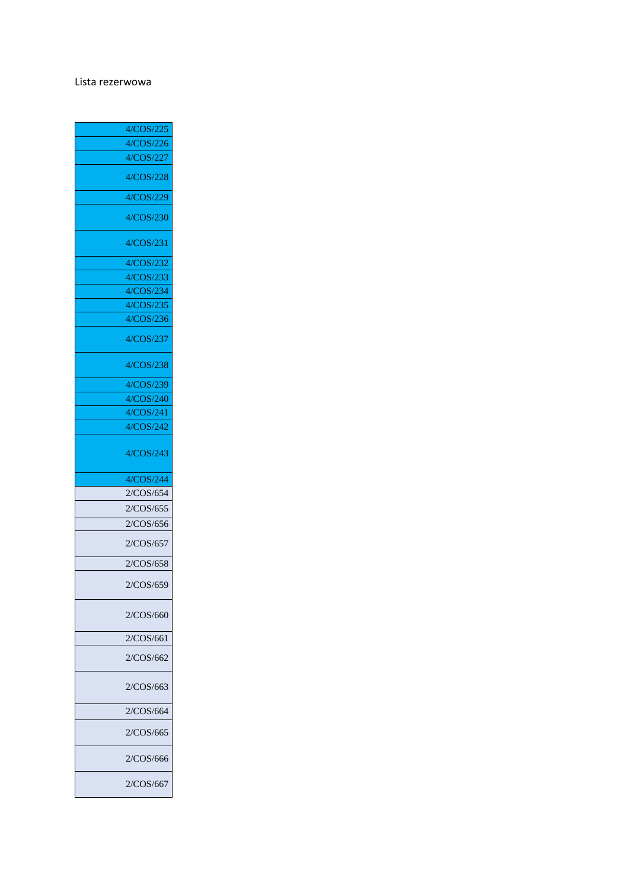Lista rezerwowa

| 4/COS/225 |
|---|
| 4/COS/226 |
| 4/COS/227 |
| 4/COS/228 |
| 4/COS/229 |
| 4/COS/230 |
| 4/COS/231 |
| 4/COS/232 |
| 4/COS/233 |
| 4/COS/234 |
| 4/COS/235 |
| 4/COS/236 |
| 4/COS/237 |
| 4/COS/238 |
| 4/COS/239 |
| 4/COS/240 |
| 4/COS/241 |
| 4/COS/242 |
| 4/COS/243 |
| 4/COS/244 |
| 2/COS/654 |
| 2/COS/655 |
| 2/COS/656 |
| 2/COS/657 |
| 2/COS/658 |
| 2/COS/659 |
| 2/COS/660 |
| 2/COS/661 |
| 2/COS/662 |
| 2/COS/663 |
| 2/COS/664 |
| 2/COS/665 |
| 2/COS/666 |
| 2/COS/667 |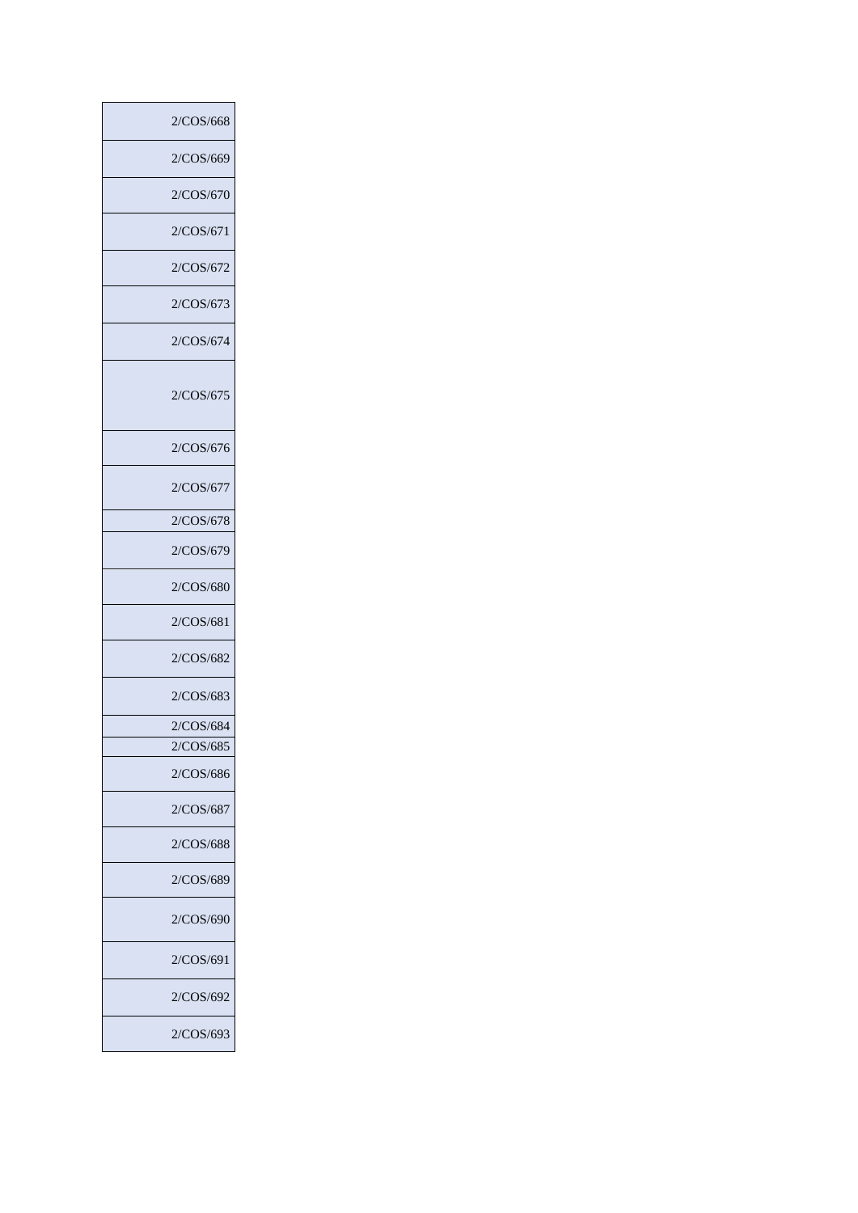| 2/COS/668 |
|---|
| 2/COS/669 |
| 2/COS/670 |
| 2/COS/671 |
| 2/COS/672 |
| 2/COS/673 |
| 2/COS/674 |
| 2/COS/675 |
| 2/COS/676 |
| 2/COS/677 |
| 2/COS/678 |
| 2/COS/679 |
| 2/COS/680 |
| 2/COS/681 |
| 2/COS/682 |
| 2/COS/683 |
| 2/COS/684 |
| 2/COS/685 |
| 2/COS/686 |
| 2/COS/687 |
| 2/COS/688 |
| 2/COS/689 |
| 2/COS/690 |
| 2/COS/691 |
| 2/COS/692 |
| 2/COS/693 |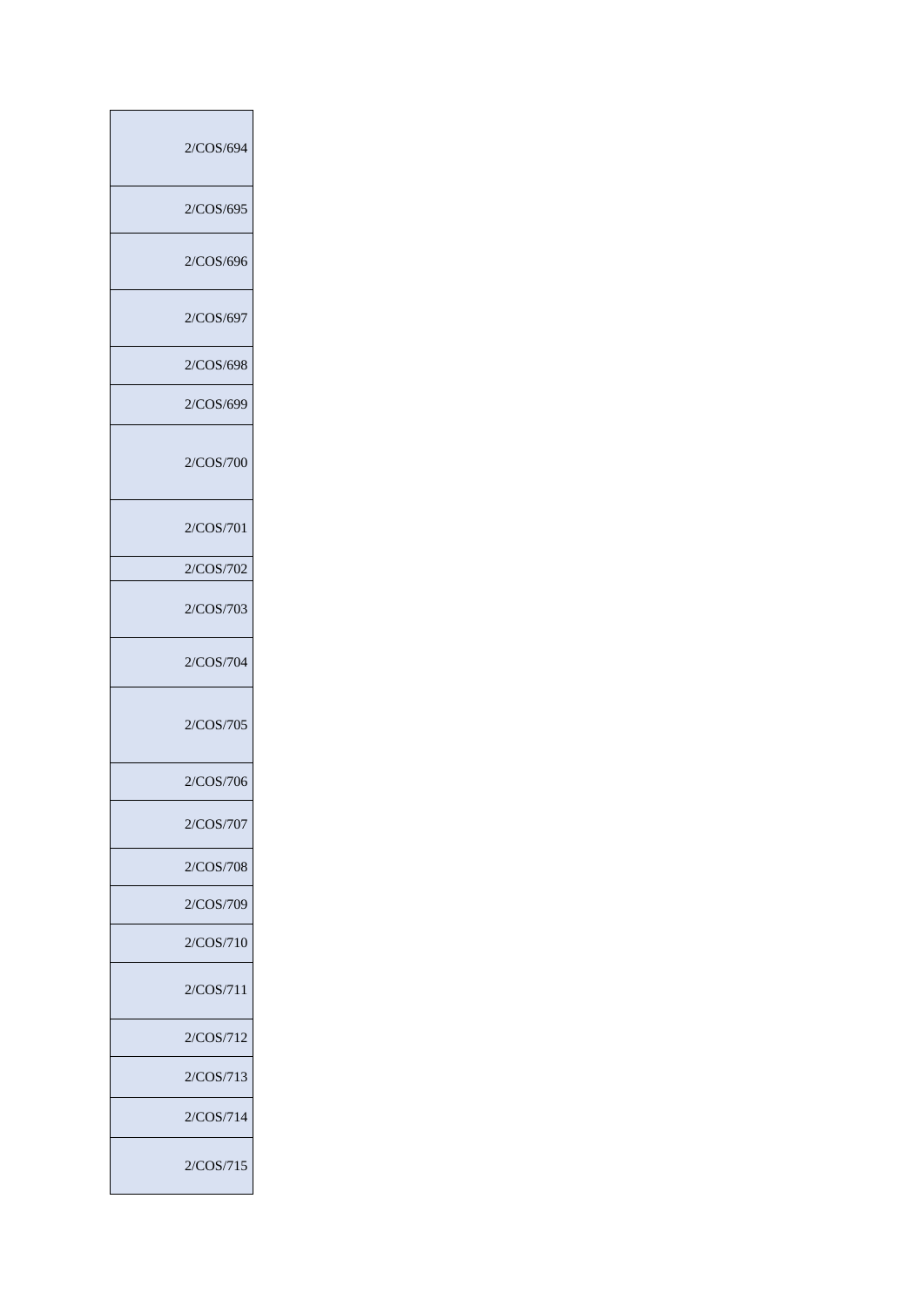| |
|---|
| 2/COS/694 |
| 2/COS/695 |
| 2/COS/696 |
| 2/COS/697 |
| 2/COS/698 |
| 2/COS/699 |
| 2/COS/700 |
| 2/COS/701 |
| 2/COS/702 |
| 2/COS/703 |
| 2/COS/704 |
| 2/COS/705 |
| 2/COS/706 |
| 2/COS/707 |
| 2/COS/708 |
| 2/COS/709 |
| 2/COS/710 |
| 2/COS/711 |
| 2/COS/712 |
| 2/COS/713 |
| 2/COS/714 |
| 2/COS/715 |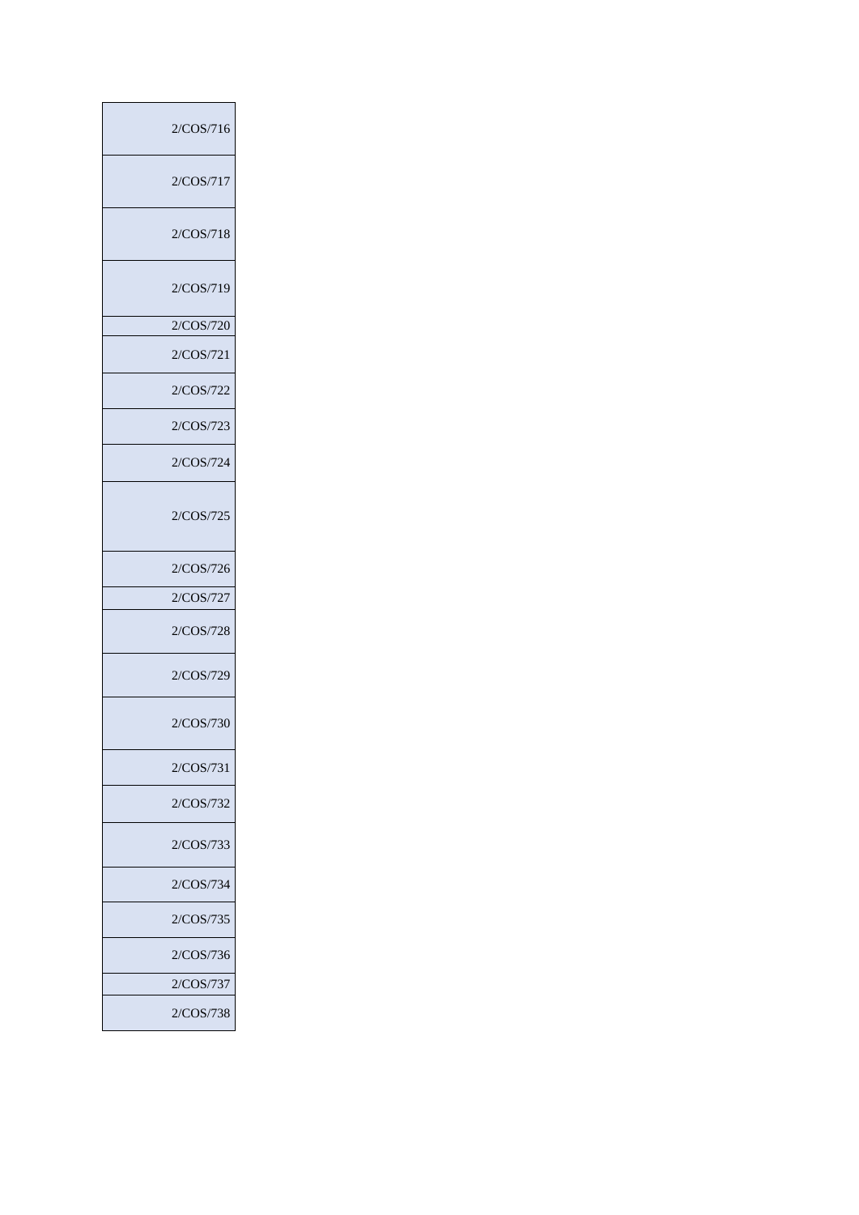| 2/COS/716 |
|---|
| 2/COS/717 |
| 2/COS/718 |
| 2/COS/719 |
| 2/COS/720 |
| 2/COS/721 |
| 2/COS/722 |
| 2/COS/723 |
| 2/COS/724 |
| 2/COS/725 |
| 2/COS/726 |
| 2/COS/727 |
| 2/COS/728 |
| 2/COS/729 |
| 2/COS/730 |
| 2/COS/731 |
| 2/COS/732 |
| 2/COS/733 |
| 2/COS/734 |
| 2/COS/735 |
| 2/COS/736 |
| 2/COS/737 |
| 2/COS/738 |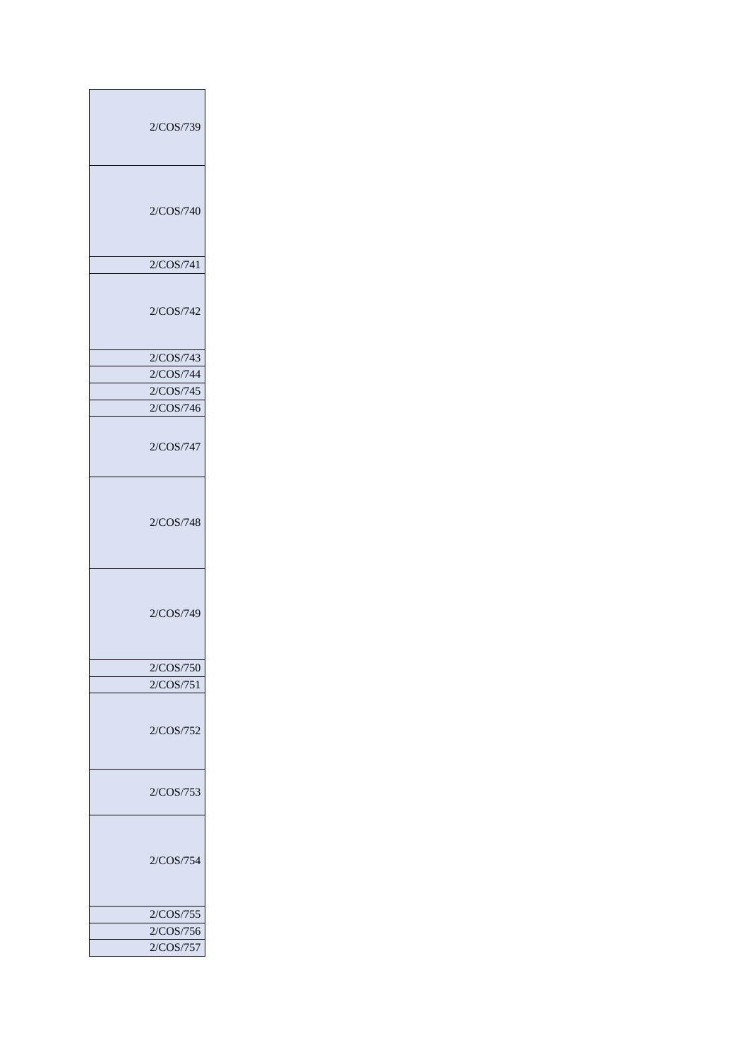| |
|---|
| 2/COS/739 |
| 2/COS/740 |
| 2/COS/741 |
| 2/COS/742 |
| 2/COS/743 |
| 2/COS/744 |
| 2/COS/745 |
| 2/COS/746 |
| 2/COS/747 |
| 2/COS/748 |
| 2/COS/749 |
| 2/COS/750 |
| 2/COS/751 |
| 2/COS/752 |
| 2/COS/753 |
| 2/COS/754 |
| 2/COS/755 |
| 2/COS/756 |
| 2/COS/757 |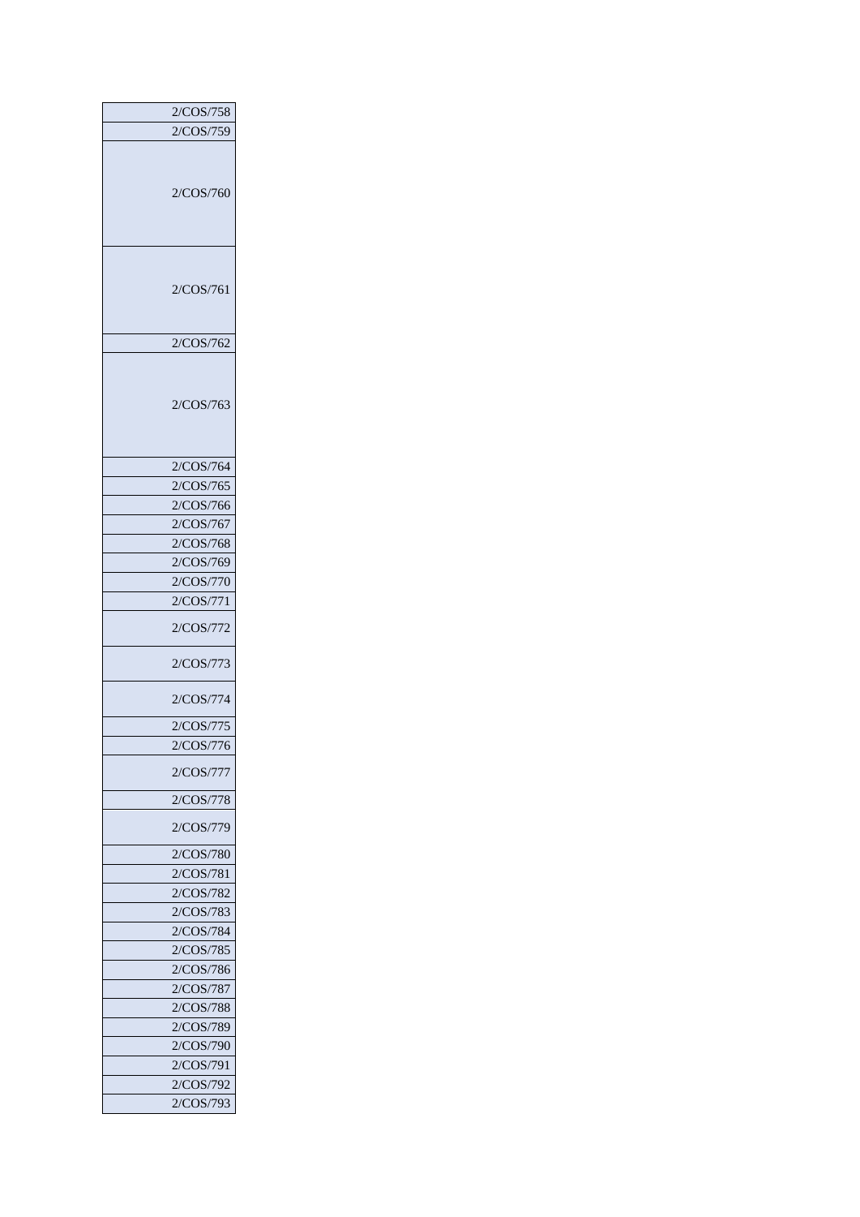| |
|---|
| 2/COS/758 |
| 2/COS/759 |
| 2/COS/760 |
| 2/COS/761 |
| 2/COS/762 |
| 2/COS/763 |
| 2/COS/764 |
| 2/COS/765 |
| 2/COS/766 |
| 2/COS/767 |
| 2/COS/768 |
| 2/COS/769 |
| 2/COS/770 |
| 2/COS/771 |
| 2/COS/772 |
| 2/COS/773 |
| 2/COS/774 |
| 2/COS/775 |
| 2/COS/776 |
| 2/COS/777 |
| 2/COS/778 |
| 2/COS/779 |
| 2/COS/780 |
| 2/COS/781 |
| 2/COS/782 |
| 2/COS/783 |
| 2/COS/784 |
| 2/COS/785 |
| 2/COS/786 |
| 2/COS/787 |
| 2/COS/788 |
| 2/COS/789 |
| 2/COS/790 |
| 2/COS/791 |
| 2/COS/792 |
| 2/COS/793 |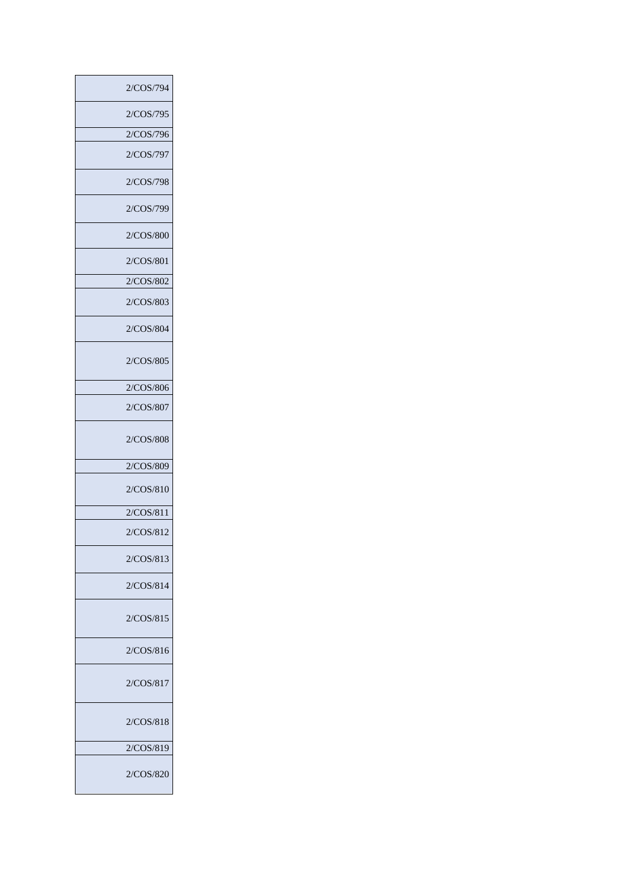| |
|---|
| 2/COS/794 |
| 2/COS/795 |
| 2/COS/796 |
| 2/COS/797 |
| 2/COS/798 |
| 2/COS/799 |
| 2/COS/800 |
| 2/COS/801 |
| 2/COS/802 |
| 2/COS/803 |
| 2/COS/804 |
| 2/COS/805 |
| 2/COS/806 |
| 2/COS/807 |
| 2/COS/808 |
| 2/COS/809 |
| 2/COS/810 |
| 2/COS/811 |
| 2/COS/812 |
| 2/COS/813 |
| 2/COS/814 |
| 2/COS/815 |
| 2/COS/816 |
| 2/COS/817 |
| 2/COS/818 |
| 2/COS/819 |
| 2/COS/820 |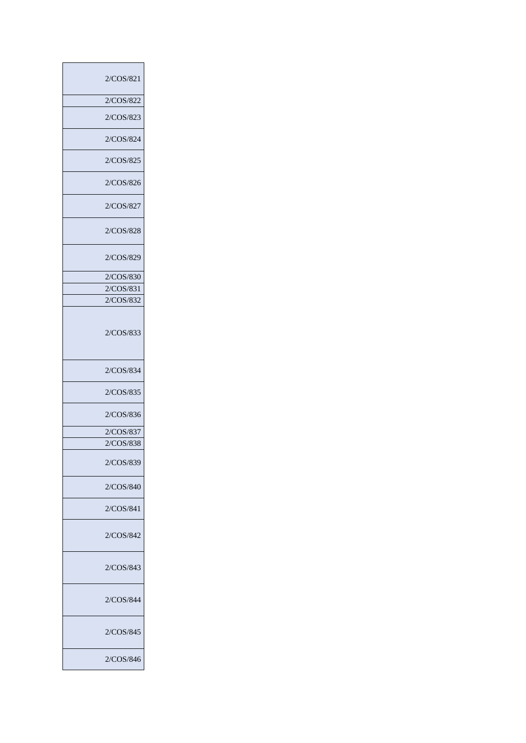| 2/COS/821 |
|---|
| 2/COS/822 |
| 2/COS/823 |
| 2/COS/824 |
| 2/COS/825 |
| 2/COS/826 |
| 2/COS/827 |
| 2/COS/828 |
| 2/COS/829 |
| 2/COS/830 |
| 2/COS/831 |
| 2/COS/832 |
| 2/COS/833 |
| 2/COS/834 |
| 2/COS/835 |
| 2/COS/836 |
| 2/COS/837 |
| 2/COS/838 |
| 2/COS/839 |
| 2/COS/840 |
| 2/COS/841 |
| 2/COS/842 |
| 2/COS/843 |
| 2/COS/844 |
| 2/COS/845 |
| 2/COS/846 |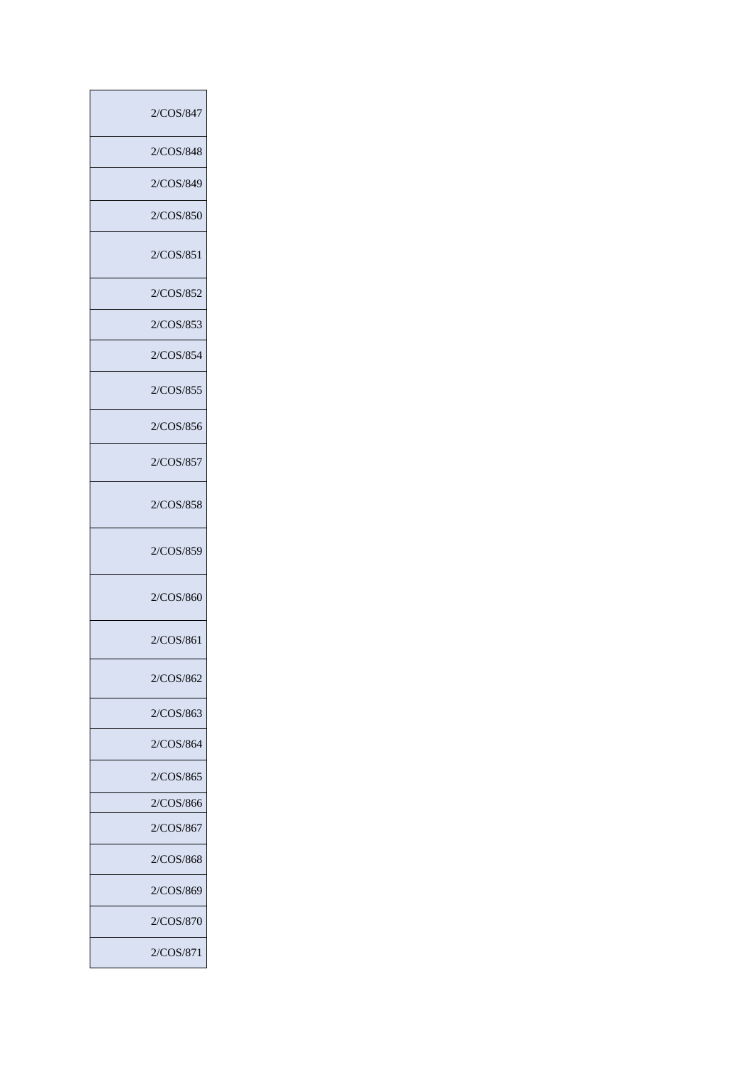| |
|---|
| 2/COS/847 |
| 2/COS/848 |
| 2/COS/849 |
| 2/COS/850 |
| 2/COS/851 |
| 2/COS/852 |
| 2/COS/853 |
| 2/COS/854 |
| 2/COS/855 |
| 2/COS/856 |
| 2/COS/857 |
| 2/COS/858 |
| 2/COS/859 |
| 2/COS/860 |
| 2/COS/861 |
| 2/COS/862 |
| 2/COS/863 |
| 2/COS/864 |
| 2/COS/865 |
| 2/COS/866 |
| 2/COS/867 |
| 2/COS/868 |
| 2/COS/869 |
| 2/COS/870 |
| 2/COS/871 |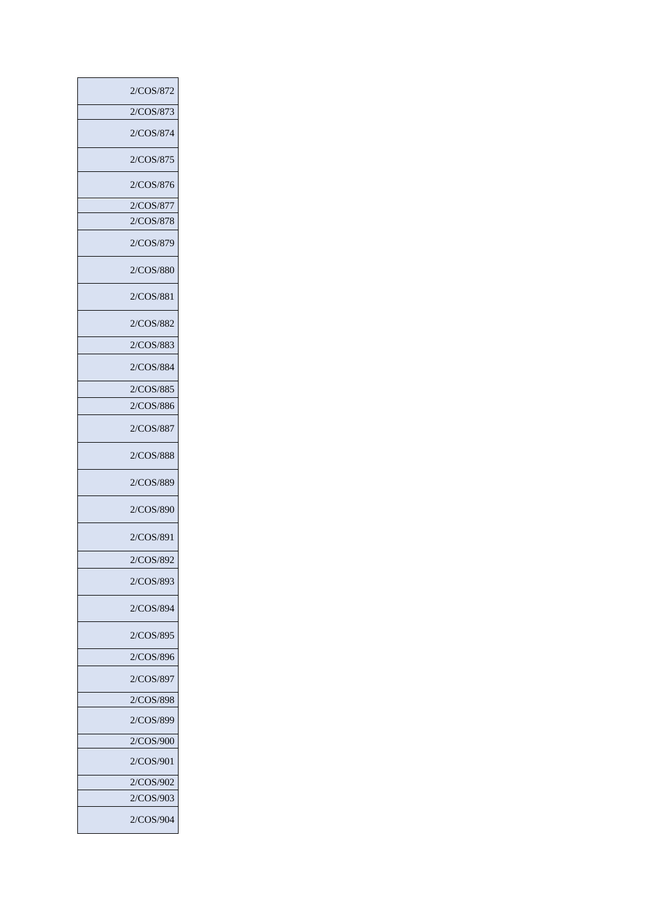| 2/COS/872 |
|---|
| 2/COS/873 |
| 2/COS/874 |
| 2/COS/875 |
| 2/COS/876 |
| 2/COS/877 |
| 2/COS/878 |
| 2/COS/879 |
| 2/COS/880 |
| 2/COS/881 |
| 2/COS/882 |
| 2/COS/883 |
| 2/COS/884 |
| 2/COS/885 |
| 2/COS/886 |
| 2/COS/887 |
| 2/COS/888 |
| 2/COS/889 |
| 2/COS/890 |
| 2/COS/891 |
| 2/COS/892 |
| 2/COS/893 |
| 2/COS/894 |
| 2/COS/895 |
| 2/COS/896 |
| 2/COS/897 |
| 2/COS/898 |
| 2/COS/899 |
| 2/COS/900 |
| 2/COS/901 |
| 2/COS/902 |
| 2/COS/903 |
| 2/COS/904 |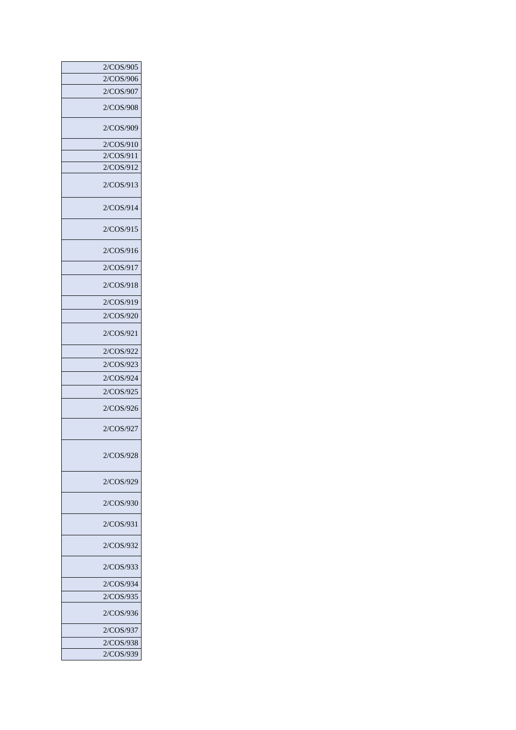| 2/COS/905 |
| --- |
| 2/COS/906 |
| 2/COS/907 |
| 2/COS/908 |
| 2/COS/909 |
| 2/COS/910 |
| 2/COS/911 |
| 2/COS/912 |
| 2/COS/913 |
| 2/COS/914 |
| 2/COS/915 |
| 2/COS/916 |
| 2/COS/917 |
| 2/COS/918 |
| 2/COS/919 |
| 2/COS/920 |
| 2/COS/921 |
| 2/COS/922 |
| 2/COS/923 |
| 2/COS/924 |
| 2/COS/925 |
| 2/COS/926 |
| 2/COS/927 |
| 2/COS/928 |
| 2/COS/929 |
| 2/COS/930 |
| 2/COS/931 |
| 2/COS/932 |
| 2/COS/933 |
| 2/COS/934 |
| 2/COS/935 |
| 2/COS/936 |
| 2/COS/937 |
| 2/COS/938 |
| 2/COS/939 |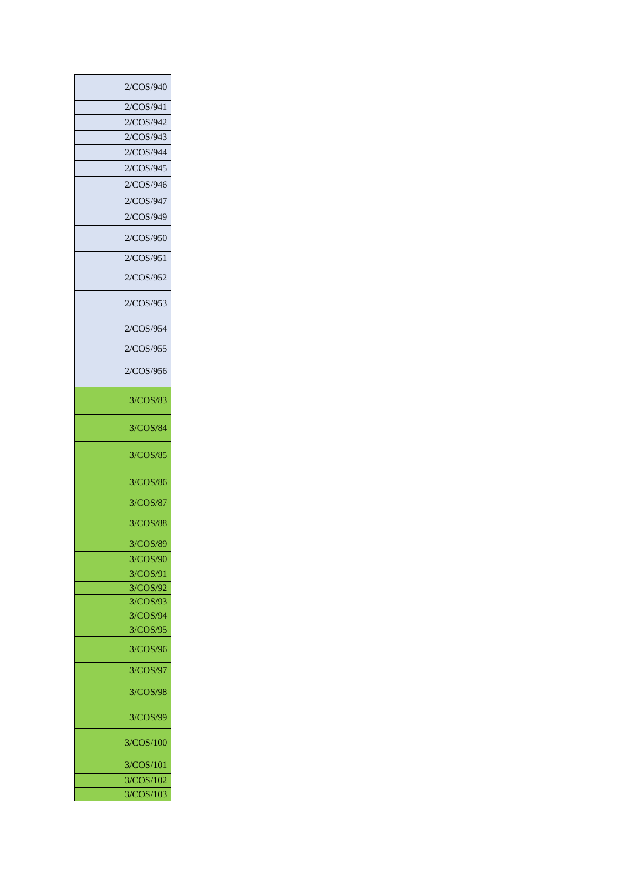| |
|---|
| 2/COS/940 |
| 2/COS/941 |
| 2/COS/942 |
| 2/COS/943 |
| 2/COS/944 |
| 2/COS/945 |
| 2/COS/946 |
| 2/COS/947 |
| 2/COS/949 |
| 2/COS/950 |
| 2/COS/951 |
| 2/COS/952 |
| 2/COS/953 |
| 2/COS/954 |
| 2/COS/955 |
| 2/COS/956 |
| 3/COS/83 |
| 3/COS/84 |
| 3/COS/85 |
| 3/COS/86 |
| 3/COS/87 |
| 3/COS/88 |
| 3/COS/89 |
| 3/COS/90 |
| 3/COS/91 |
| 3/COS/92 |
| 3/COS/93 |
| 3/COS/94 |
| 3/COS/95 |
| 3/COS/96 |
| 3/COS/97 |
| 3/COS/98 |
| 3/COS/99 |
| 3/COS/100 |
| 3/COS/101 |
| 3/COS/102 |
| 3/COS/103 |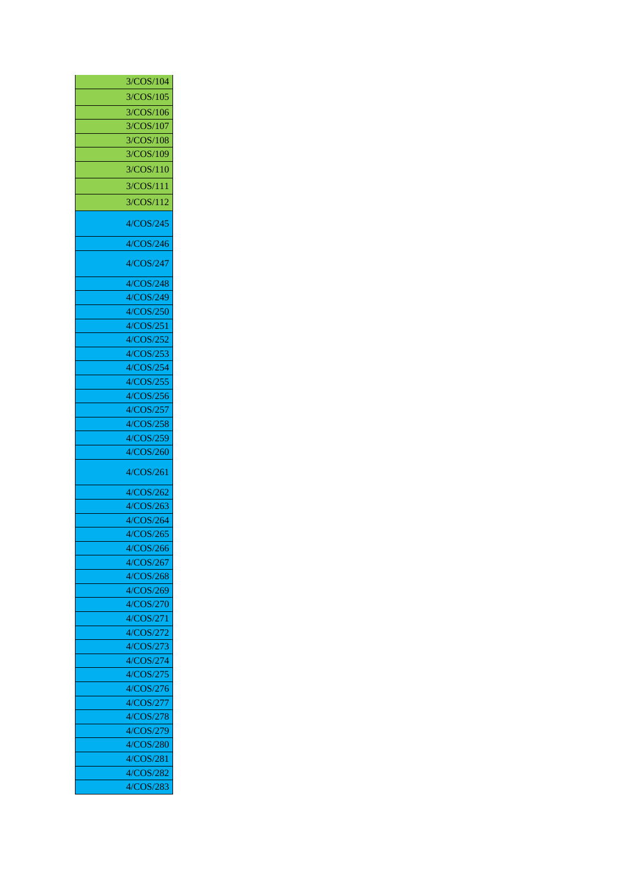| |
|---|
| 3/COS/104 |
| 3/COS/105 |
| 3/COS/106 |
| 3/COS/107 |
| 3/COS/108 |
| 3/COS/109 |
| 3/COS/110 |
| 3/COS/111 |
| 3/COS/112 |
| 4/COS/245 |
| 4/COS/246 |
| 4/COS/247 |
| 4/COS/248 |
| 4/COS/249 |
| 4/COS/250 |
| 4/COS/251 |
| 4/COS/252 |
| 4/COS/253 |
| 4/COS/254 |
| 4/COS/255 |
| 4/COS/256 |
| 4/COS/257 |
| 4/COS/258 |
| 4/COS/259 |
| 4/COS/260 |
| 4/COS/261 |
| 4/COS/262 |
| 4/COS/263 |
| 4/COS/264 |
| 4/COS/265 |
| 4/COS/266 |
| 4/COS/267 |
| 4/COS/268 |
| 4/COS/269 |
| 4/COS/270 |
| 4/COS/271 |
| 4/COS/272 |
| 4/COS/273 |
| 4/COS/274 |
| 4/COS/275 |
| 4/COS/276 |
| 4/COS/277 |
| 4/COS/278 |
| 4/COS/279 |
| 4/COS/280 |
| 4/COS/281 |
| 4/COS/282 |
| 4/COS/283 |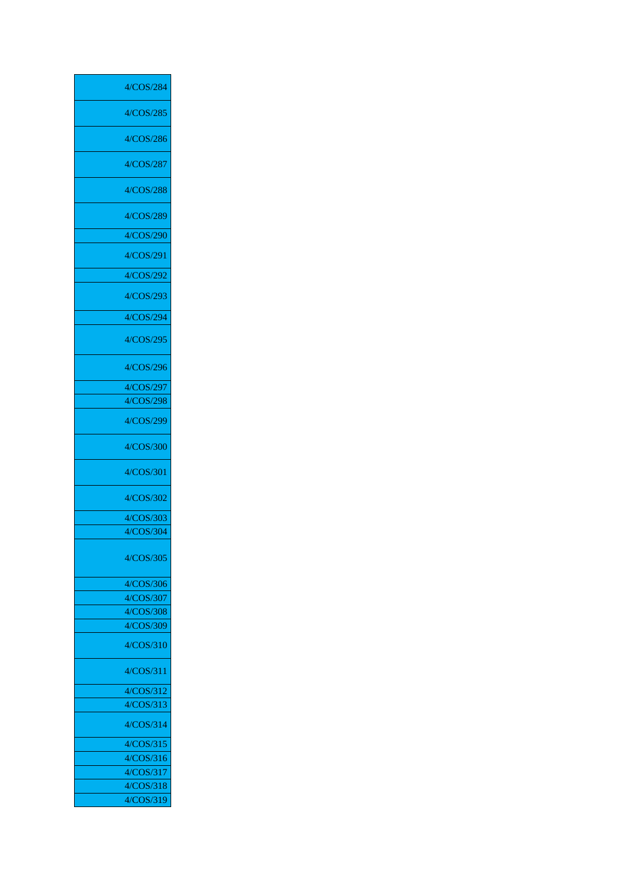| |
|---|
| 4/COS/284 |
| 4/COS/285 |
| 4/COS/286 |
| 4/COS/287 |
| 4/COS/288 |
| 4/COS/289 |
| 4/COS/290 |
| 4/COS/291 |
| 4/COS/292 |
| 4/COS/293 |
| 4/COS/294 |
| 4/COS/295 |
| 4/COS/296 |
| 4/COS/297 |
| 4/COS/298 |
| 4/COS/299 |
| 4/COS/300 |
| 4/COS/301 |
| 4/COS/302 |
| 4/COS/303 |
| 4/COS/304 |
| 4/COS/305 |
| 4/COS/306 |
| 4/COS/307 |
| 4/COS/308 |
| 4/COS/309 |
| 4/COS/310 |
| 4/COS/311 |
| 4/COS/312 |
| 4/COS/313 |
| 4/COS/314 |
| 4/COS/315 |
| 4/COS/316 |
| 4/COS/317 |
| 4/COS/318 |
| 4/COS/319 |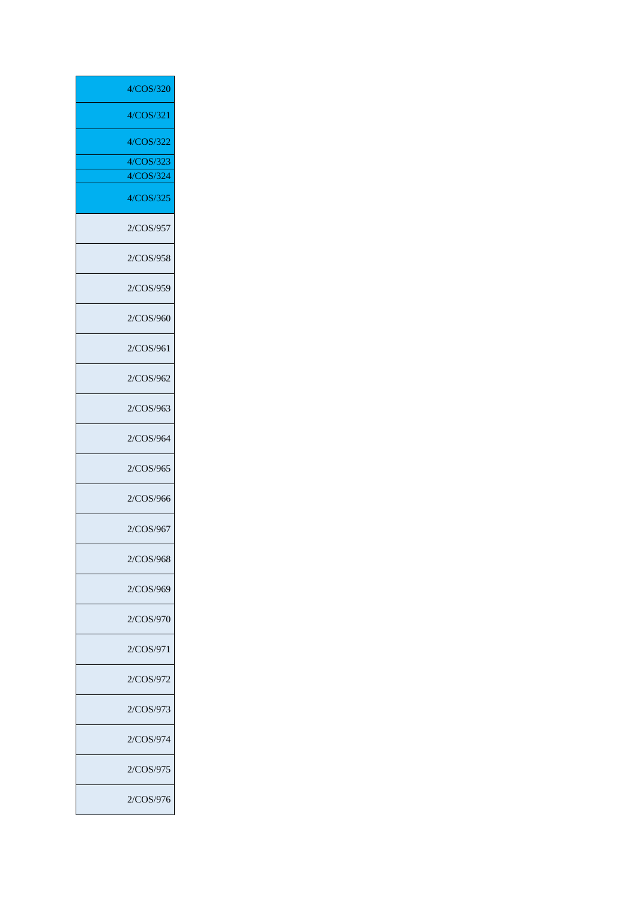| |
|---|
| 4/COS/320 |
| 4/COS/321 |
| 4/COS/322 |
| 4/COS/323 |
| 4/COS/324 |
| 4/COS/325 |
| 2/COS/957 |
| 2/COS/958 |
| 2/COS/959 |
| 2/COS/960 |
| 2/COS/961 |
| 2/COS/962 |
| 2/COS/963 |
| 2/COS/964 |
| 2/COS/965 |
| 2/COS/966 |
| 2/COS/967 |
| 2/COS/968 |
| 2/COS/969 |
| 2/COS/970 |
| 2/COS/971 |
| 2/COS/972 |
| 2/COS/973 |
| 2/COS/974 |
| 2/COS/975 |
| 2/COS/976 |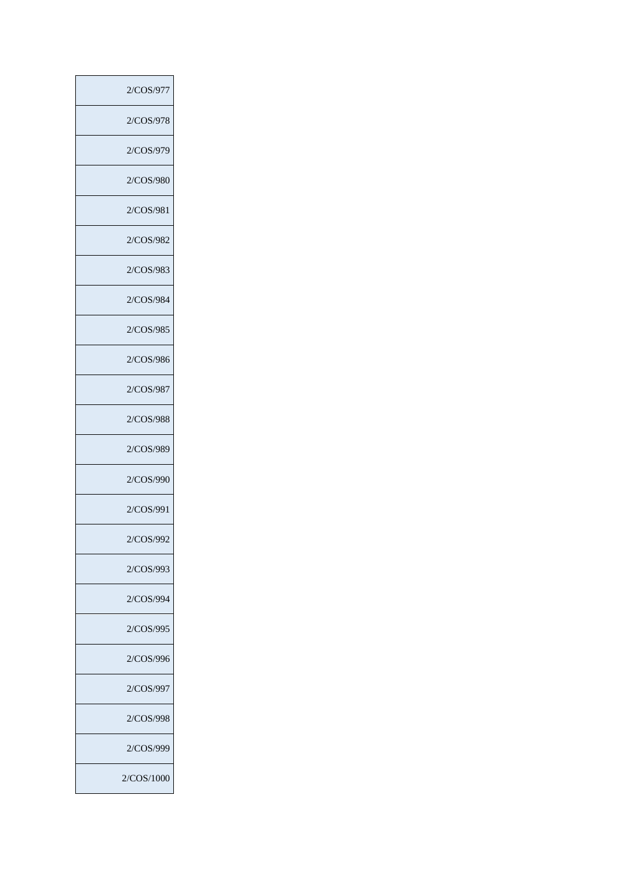| 2/COS/977 |
|---|
| 2/COS/978 |
| 2/COS/979 |
| 2/COS/980 |
| 2/COS/981 |
| 2/COS/982 |
| 2/COS/983 |
| 2/COS/984 |
| 2/COS/985 |
| 2/COS/986 |
| 2/COS/987 |
| 2/COS/988 |
| 2/COS/989 |
| 2/COS/990 |
| 2/COS/991 |
| 2/COS/992 |
| 2/COS/993 |
| 2/COS/994 |
| 2/COS/995 |
| 2/COS/996 |
| 2/COS/997 |
| 2/COS/998 |
| 2/COS/999 |
| 2/COS/1000 |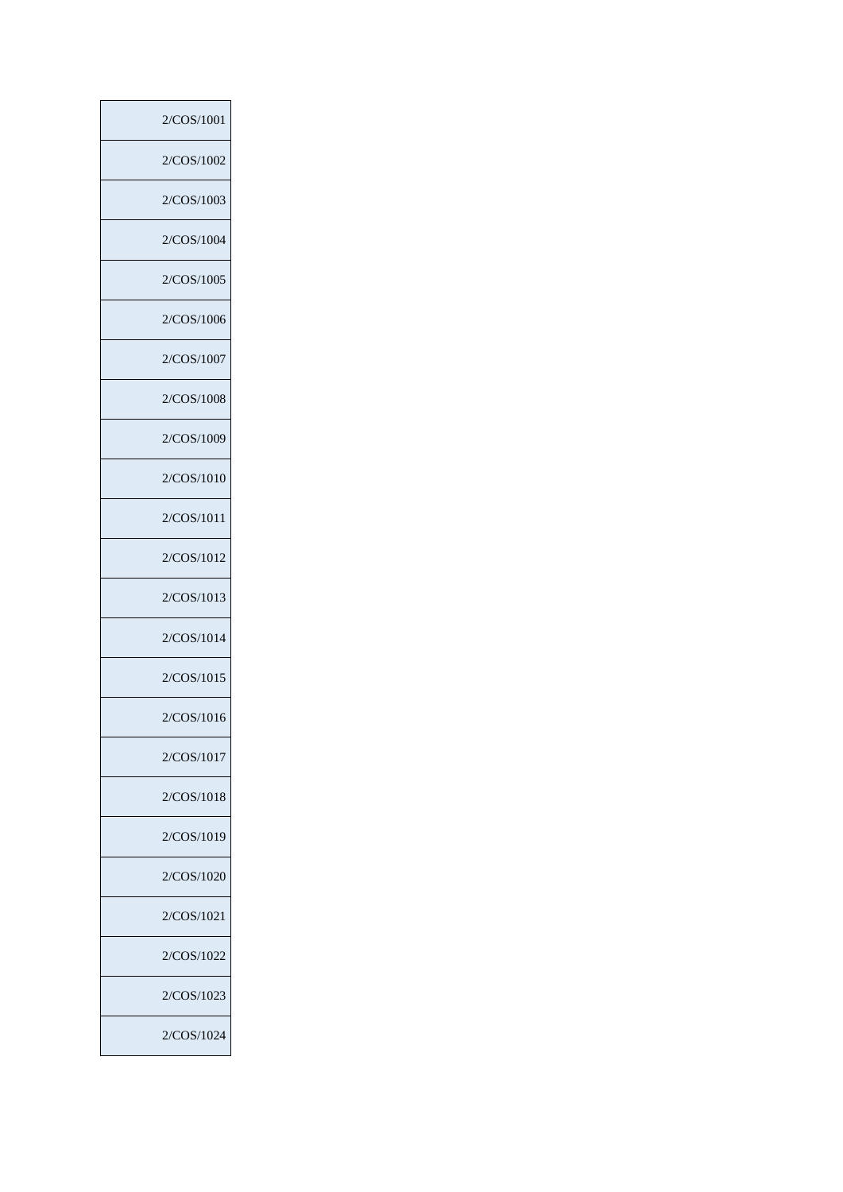| 2/COS/1001 |
| --- |
| 2/COS/1002 |
| 2/COS/1003 |
| 2/COS/1004 |
| 2/COS/1005 |
| 2/COS/1006 |
| 2/COS/1007 |
| 2/COS/1008 |
| 2/COS/1009 |
| 2/COS/1010 |
| 2/COS/1011 |
| 2/COS/1012 |
| 2/COS/1013 |
| 2/COS/1014 |
| 2/COS/1015 |
| 2/COS/1016 |
| 2/COS/1017 |
| 2/COS/1018 |
| 2/COS/1019 |
| 2/COS/1020 |
| 2/COS/1021 |
| 2/COS/1022 |
| 2/COS/1023 |
| 2/COS/1024 |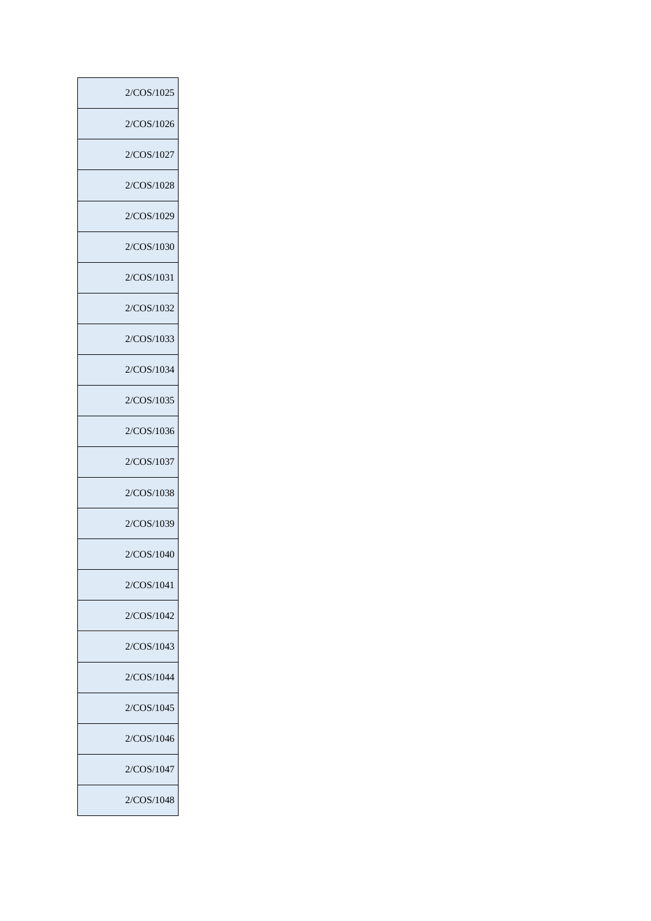| |
|---|
| 2/COS/1025 |
| 2/COS/1026 |
| 2/COS/1027 |
| 2/COS/1028 |
| 2/COS/1029 |
| 2/COS/1030 |
| 2/COS/1031 |
| 2/COS/1032 |
| 2/COS/1033 |
| 2/COS/1034 |
| 2/COS/1035 |
| 2/COS/1036 |
| 2/COS/1037 |
| 2/COS/1038 |
| 2/COS/1039 |
| 2/COS/1040 |
| 2/COS/1041 |
| 2/COS/1042 |
| 2/COS/1043 |
| 2/COS/1044 |
| 2/COS/1045 |
| 2/COS/1046 |
| 2/COS/1047 |
| 2/COS/1048 |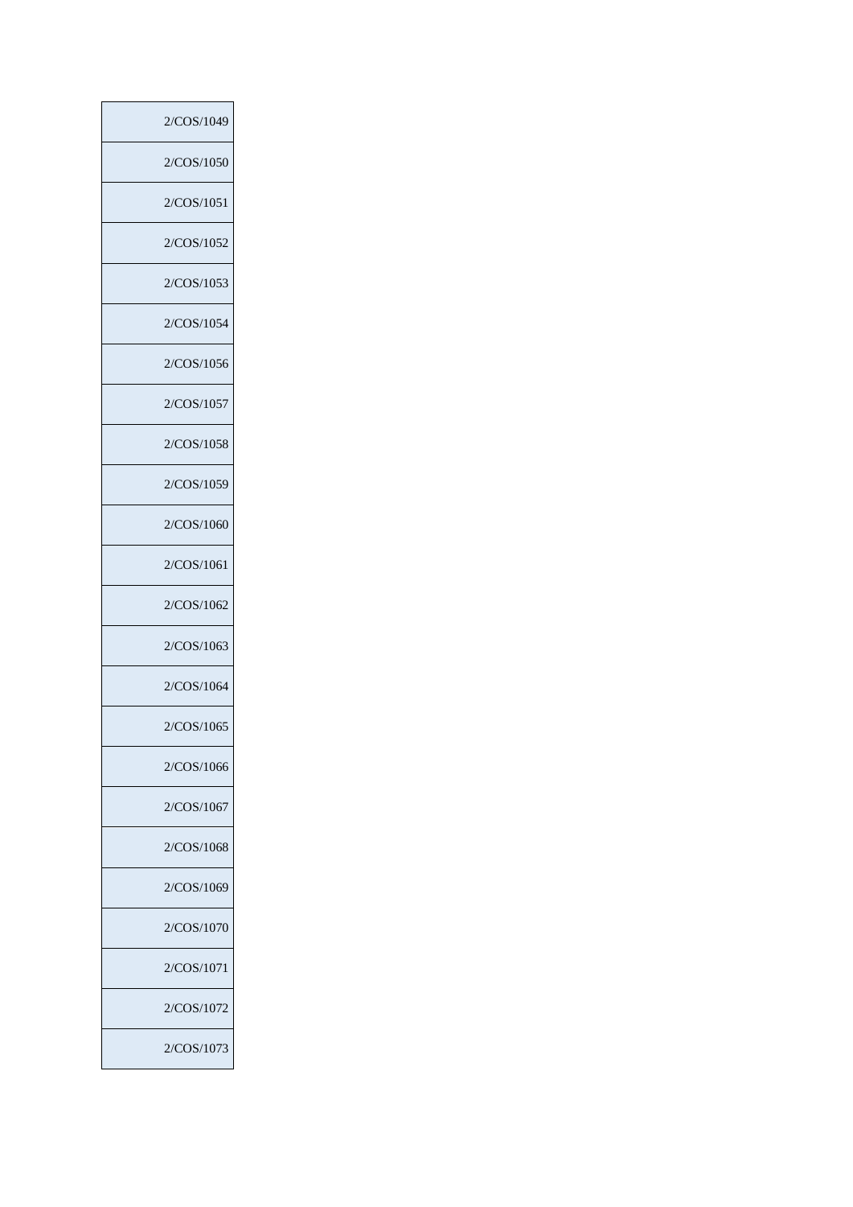| 2/COS/1049 |
|---|
| 2/COS/1050 |
| 2/COS/1051 |
| 2/COS/1052 |
| 2/COS/1053 |
| 2/COS/1054 |
| 2/COS/1056 |
| 2/COS/1057 |
| 2/COS/1058 |
| 2/COS/1059 |
| 2/COS/1060 |
| 2/COS/1061 |
| 2/COS/1062 |
| 2/COS/1063 |
| 2/COS/1064 |
| 2/COS/1065 |
| 2/COS/1066 |
| 2/COS/1067 |
| 2/COS/1068 |
| 2/COS/1069 |
| 2/COS/1070 |
| 2/COS/1071 |
| 2/COS/1072 |
| 2/COS/1073 |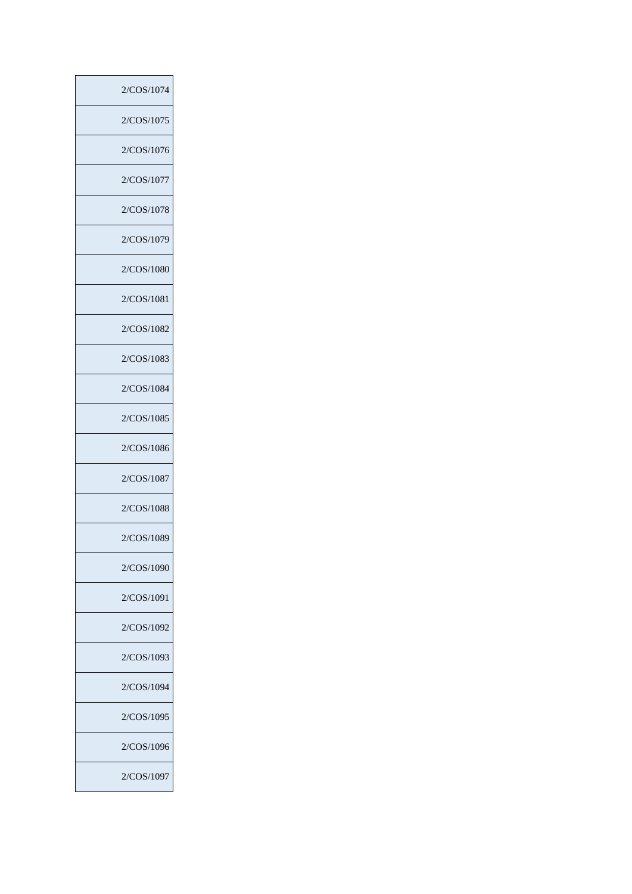| 2/COS/1074 |
|---|
| 2/COS/1075 |
| 2/COS/1076 |
| 2/COS/1077 |
| 2/COS/1078 |
| 2/COS/1079 |
| 2/COS/1080 |
| 2/COS/1081 |
| 2/COS/1082 |
| 2/COS/1083 |
| 2/COS/1084 |
| 2/COS/1085 |
| 2/COS/1086 |
| 2/COS/1087 |
| 2/COS/1088 |
| 2/COS/1089 |
| 2/COS/1090 |
| 2/COS/1091 |
| 2/COS/1092 |
| 2/COS/1093 |
| 2/COS/1094 |
| 2/COS/1095 |
| 2/COS/1096 |
| 2/COS/1097 |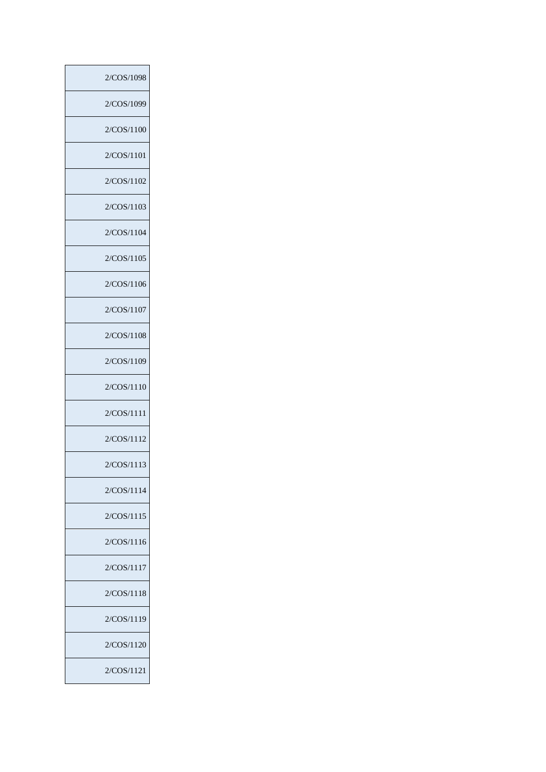| 2/COS/1098 |
| --- |
| 2/COS/1099 |
| 2/COS/1100 |
| 2/COS/1101 |
| 2/COS/1102 |
| 2/COS/1103 |
| 2/COS/1104 |
| 2/COS/1105 |
| 2/COS/1106 |
| 2/COS/1107 |
| 2/COS/1108 |
| 2/COS/1109 |
| 2/COS/1110 |
| 2/COS/1111 |
| 2/COS/1112 |
| 2/COS/1113 |
| 2/COS/1114 |
| 2/COS/1115 |
| 2/COS/1116 |
| 2/COS/1117 |
| 2/COS/1118 |
| 2/COS/1119 |
| 2/COS/1120 |
| 2/COS/1121 |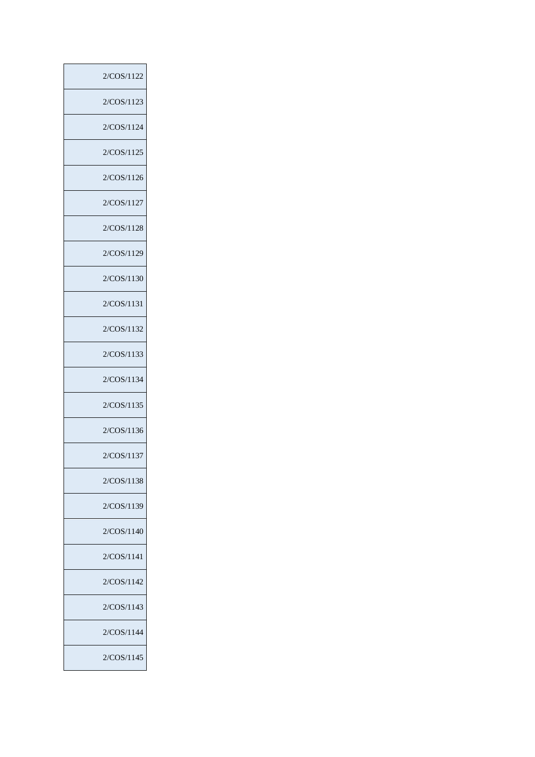| 2/COS/1122 |
|---|
| 2/COS/1123 |
| 2/COS/1124 |
| 2/COS/1125 |
| 2/COS/1126 |
| 2/COS/1127 |
| 2/COS/1128 |
| 2/COS/1129 |
| 2/COS/1130 |
| 2/COS/1131 |
| 2/COS/1132 |
| 2/COS/1133 |
| 2/COS/1134 |
| 2/COS/1135 |
| 2/COS/1136 |
| 2/COS/1137 |
| 2/COS/1138 |
| 2/COS/1139 |
| 2/COS/1140 |
| 2/COS/1141 |
| 2/COS/1142 |
| 2/COS/1143 |
| 2/COS/1144 |
| 2/COS/1145 |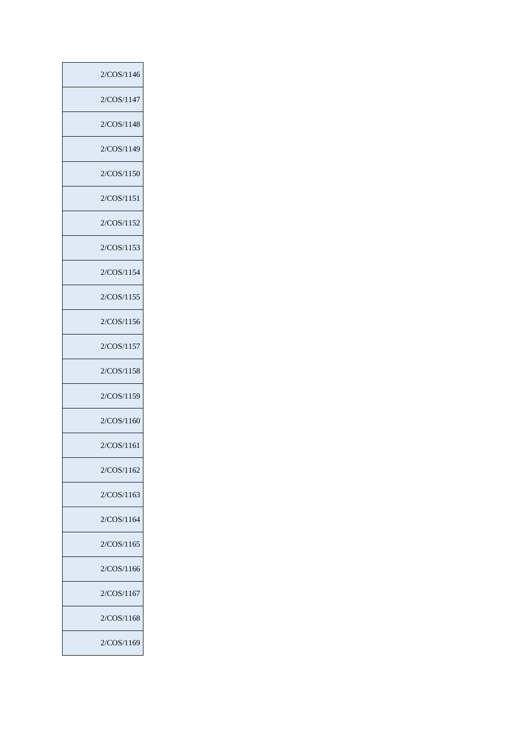| |
|---|
| 2/COS/1146 |
| 2/COS/1147 |
| 2/COS/1148 |
| 2/COS/1149 |
| 2/COS/1150 |
| 2/COS/1151 |
| 2/COS/1152 |
| 2/COS/1153 |
| 2/COS/1154 |
| 2/COS/1155 |
| 2/COS/1156 |
| 2/COS/1157 |
| 2/COS/1158 |
| 2/COS/1159 |
| 2/COS/1160 |
| 2/COS/1161 |
| 2/COS/1162 |
| 2/COS/1163 |
| 2/COS/1164 |
| 2/COS/1165 |
| 2/COS/1166 |
| 2/COS/1167 |
| 2/COS/1168 |
| 2/COS/1169 |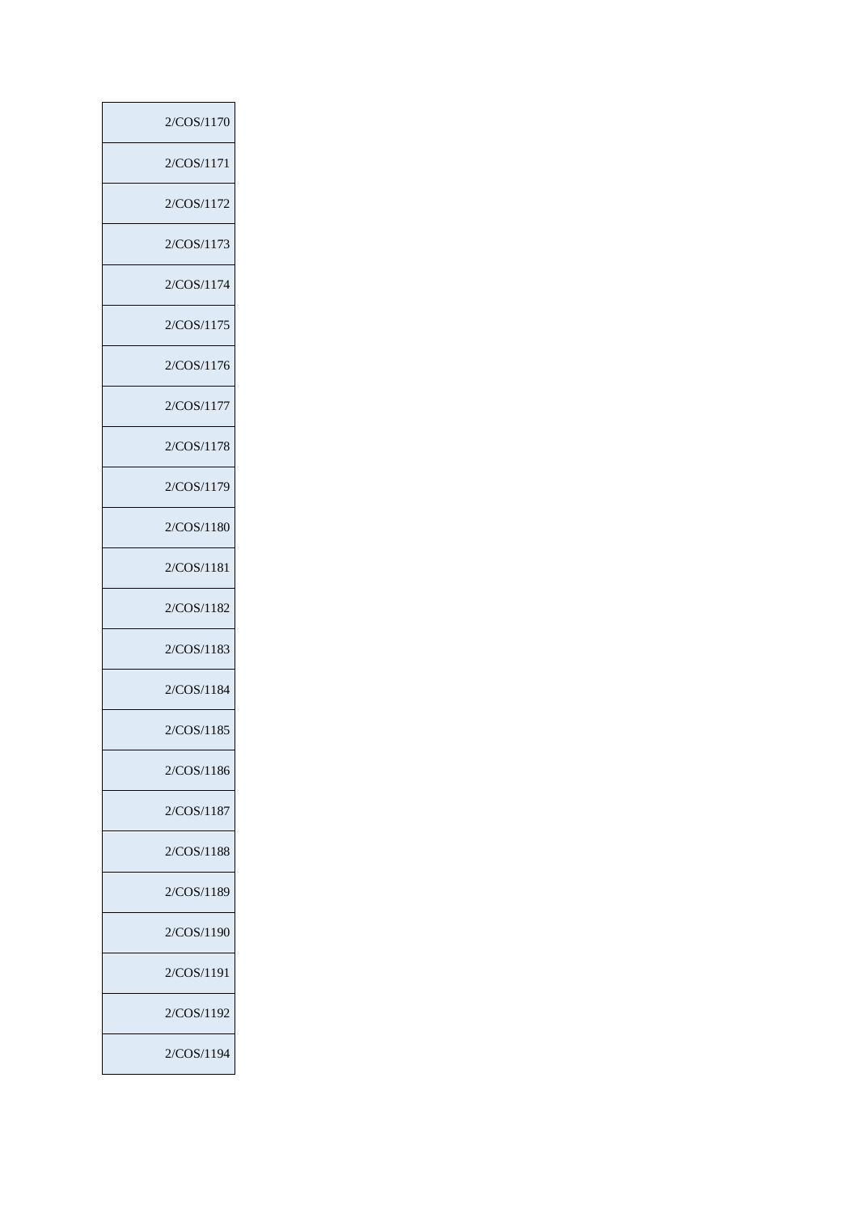| 2/COS/1170 |
|---|
| 2/COS/1171 |
| 2/COS/1172 |
| 2/COS/1173 |
| 2/COS/1174 |
| 2/COS/1175 |
| 2/COS/1176 |
| 2/COS/1177 |
| 2/COS/1178 |
| 2/COS/1179 |
| 2/COS/1180 |
| 2/COS/1181 |
| 2/COS/1182 |
| 2/COS/1183 |
| 2/COS/1184 |
| 2/COS/1185 |
| 2/COS/1186 |
| 2/COS/1187 |
| 2/COS/1188 |
| 2/COS/1189 |
| 2/COS/1190 |
| 2/COS/1191 |
| 2/COS/1192 |
| 2/COS/1194 |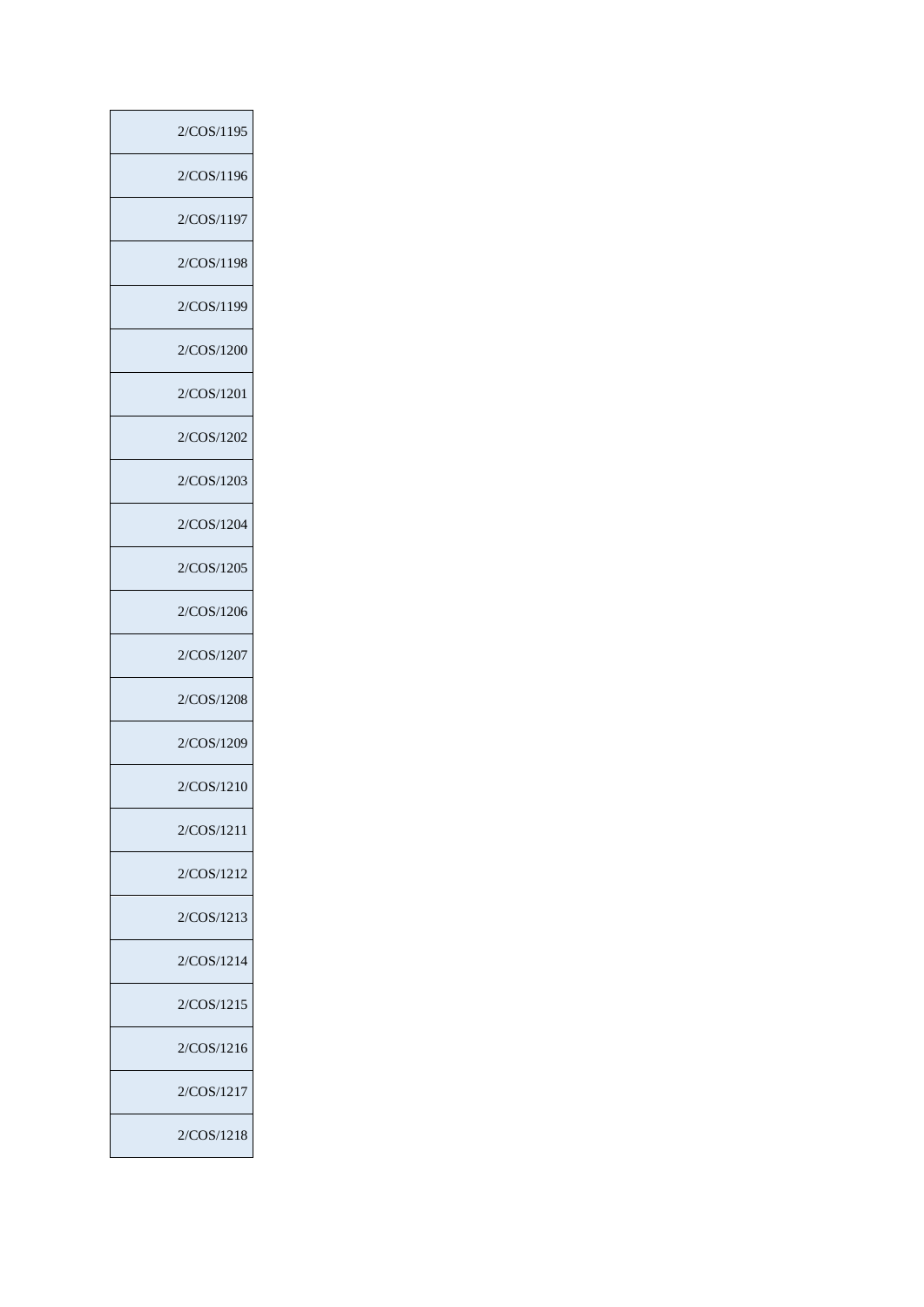| 2/COS/1195 |
|---|
| 2/COS/1196 |
| 2/COS/1197 |
| 2/COS/1198 |
| 2/COS/1199 |
| 2/COS/1200 |
| 2/COS/1201 |
| 2/COS/1202 |
| 2/COS/1203 |
| 2/COS/1204 |
| 2/COS/1205 |
| 2/COS/1206 |
| 2/COS/1207 |
| 2/COS/1208 |
| 2/COS/1209 |
| 2/COS/1210 |
| 2/COS/1211 |
| 2/COS/1212 |
| 2/COS/1213 |
| 2/COS/1214 |
| 2/COS/1215 |
| 2/COS/1216 |
| 2/COS/1217 |
| 2/COS/1218 |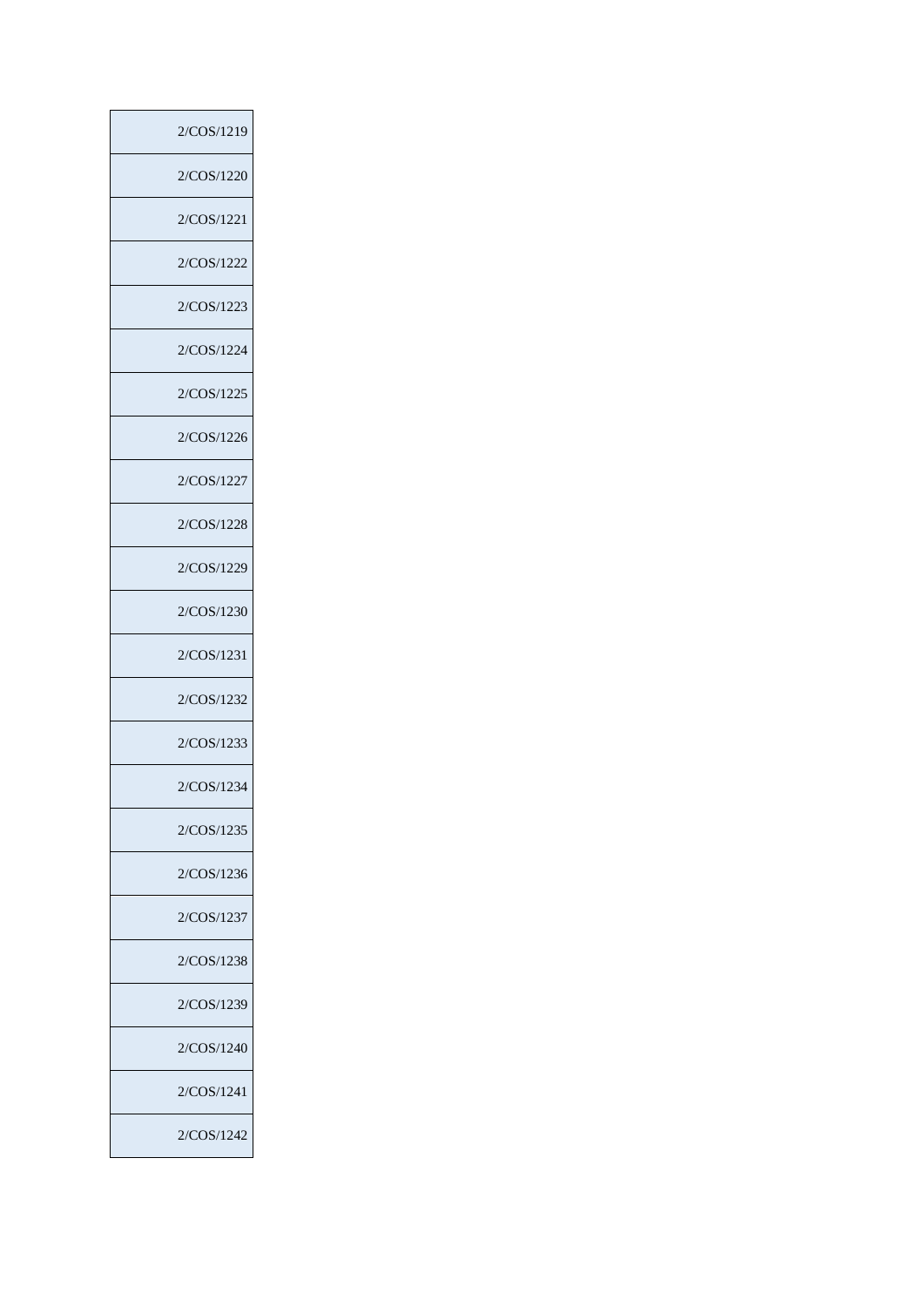| 2/COS/1219 |
| --- |
| 2/COS/1220 |
| 2/COS/1221 |
| 2/COS/1222 |
| 2/COS/1223 |
| 2/COS/1224 |
| 2/COS/1225 |
| 2/COS/1226 |
| 2/COS/1227 |
| 2/COS/1228 |
| 2/COS/1229 |
| 2/COS/1230 |
| 2/COS/1231 |
| 2/COS/1232 |
| 2/COS/1233 |
| 2/COS/1234 |
| 2/COS/1235 |
| 2/COS/1236 |
| 2/COS/1237 |
| 2/COS/1238 |
| 2/COS/1239 |
| 2/COS/1240 |
| 2/COS/1241 |
| 2/COS/1242 |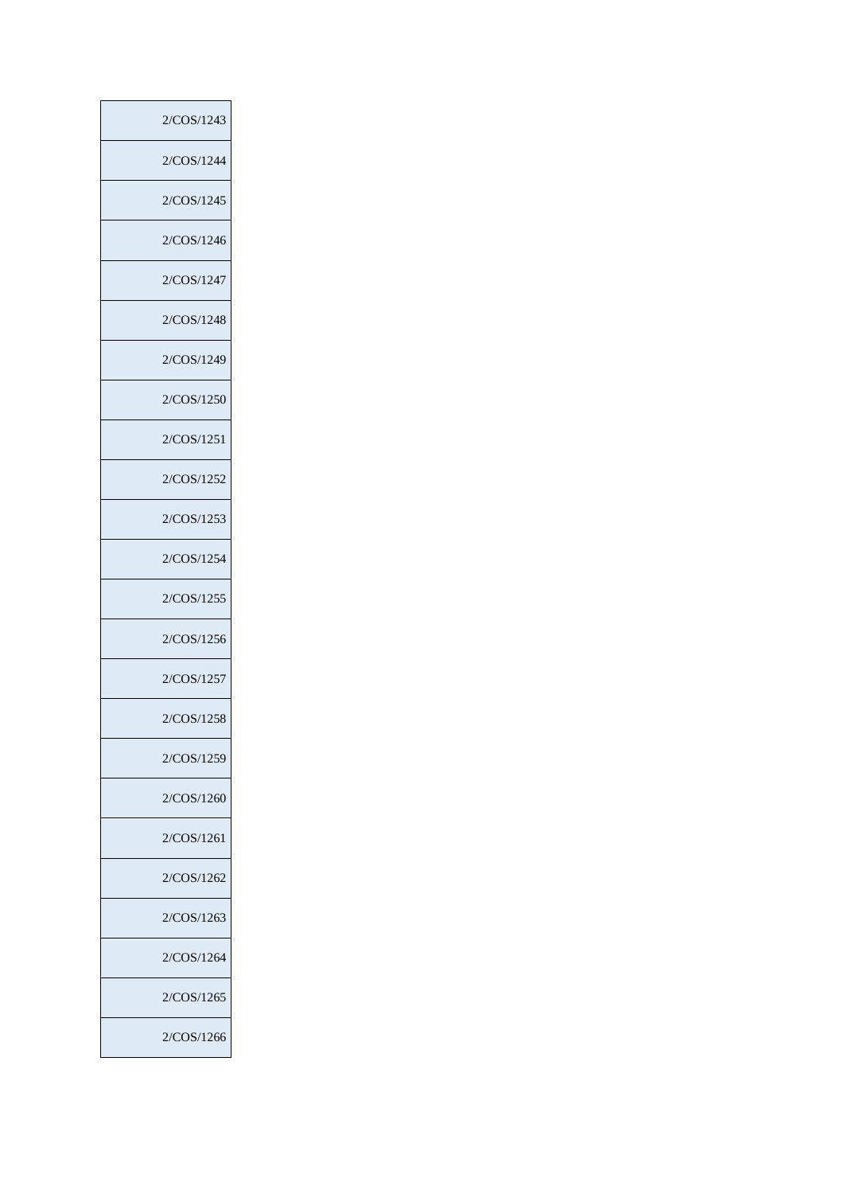| 2/COS/1243 |
|---|
| 2/COS/1244 |
| 2/COS/1245 |
| 2/COS/1246 |
| 2/COS/1247 |
| 2/COS/1248 |
| 2/COS/1249 |
| 2/COS/1250 |
| 2/COS/1251 |
| 2/COS/1252 |
| 2/COS/1253 |
| 2/COS/1254 |
| 2/COS/1255 |
| 2/COS/1256 |
| 2/COS/1257 |
| 2/COS/1258 |
| 2/COS/1259 |
| 2/COS/1260 |
| 2/COS/1261 |
| 2/COS/1262 |
| 2/COS/1263 |
| 2/COS/1264 |
| 2/COS/1265 |
| 2/COS/1266 |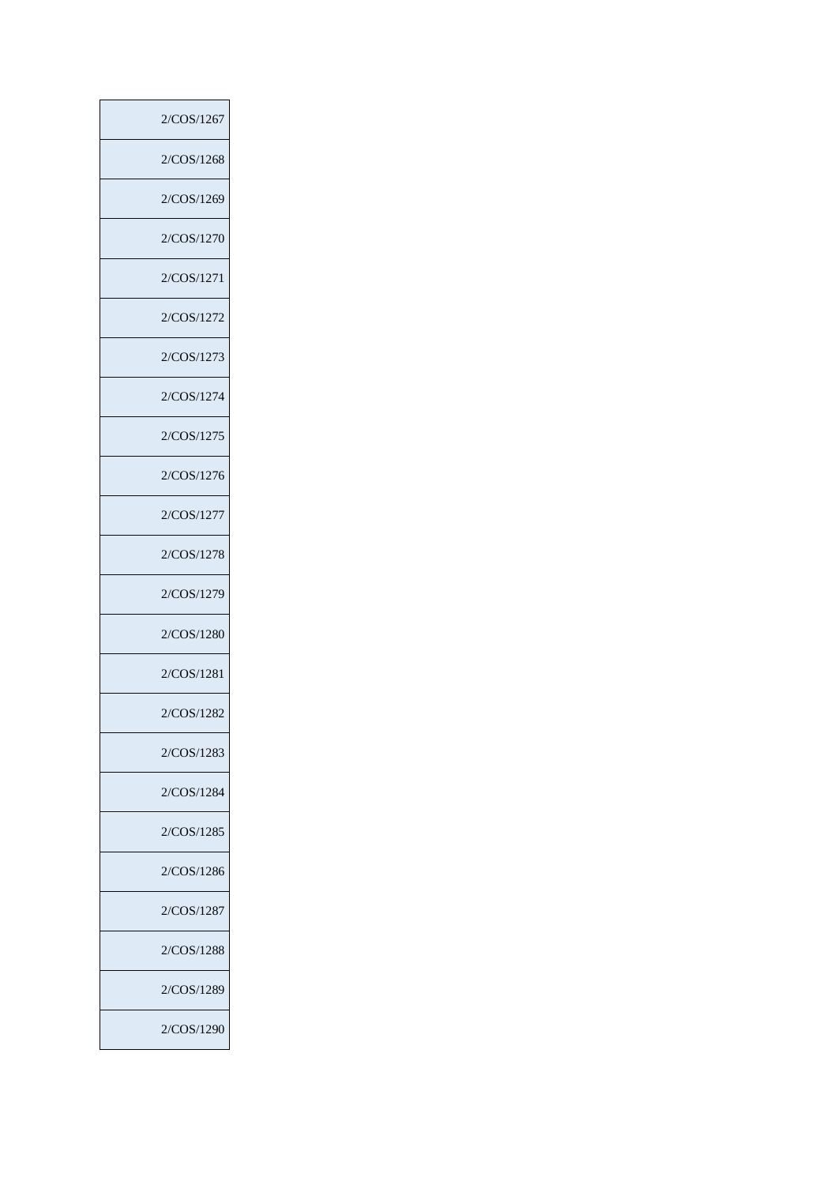| 2/COS/1267 |
| --- |
| 2/COS/1268 |
| 2/COS/1269 |
| 2/COS/1270 |
| 2/COS/1271 |
| 2/COS/1272 |
| 2/COS/1273 |
| 2/COS/1274 |
| 2/COS/1275 |
| 2/COS/1276 |
| 2/COS/1277 |
| 2/COS/1278 |
| 2/COS/1279 |
| 2/COS/1280 |
| 2/COS/1281 |
| 2/COS/1282 |
| 2/COS/1283 |
| 2/COS/1284 |
| 2/COS/1285 |
| 2/COS/1286 |
| 2/COS/1287 |
| 2/COS/1288 |
| 2/COS/1289 |
| 2/COS/1290 |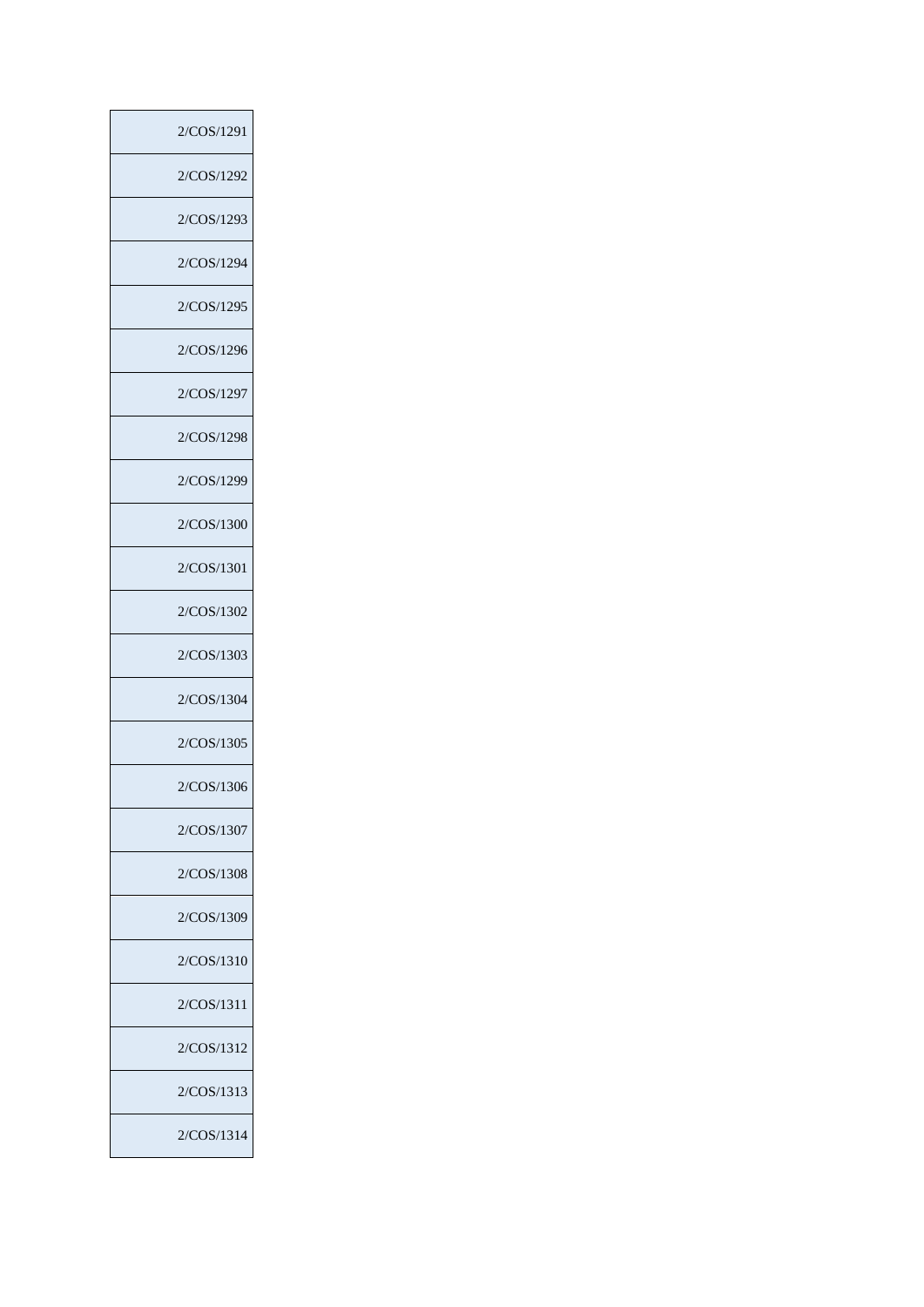| 2/COS/1291 |
|---|
| 2/COS/1292 |
| 2/COS/1293 |
| 2/COS/1294 |
| 2/COS/1295 |
| 2/COS/1296 |
| 2/COS/1297 |
| 2/COS/1298 |
| 2/COS/1299 |
| 2/COS/1300 |
| 2/COS/1301 |
| 2/COS/1302 |
| 2/COS/1303 |
| 2/COS/1304 |
| 2/COS/1305 |
| 2/COS/1306 |
| 2/COS/1307 |
| 2/COS/1308 |
| 2/COS/1309 |
| 2/COS/1310 |
| 2/COS/1311 |
| 2/COS/1312 |
| 2/COS/1313 |
| 2/COS/1314 |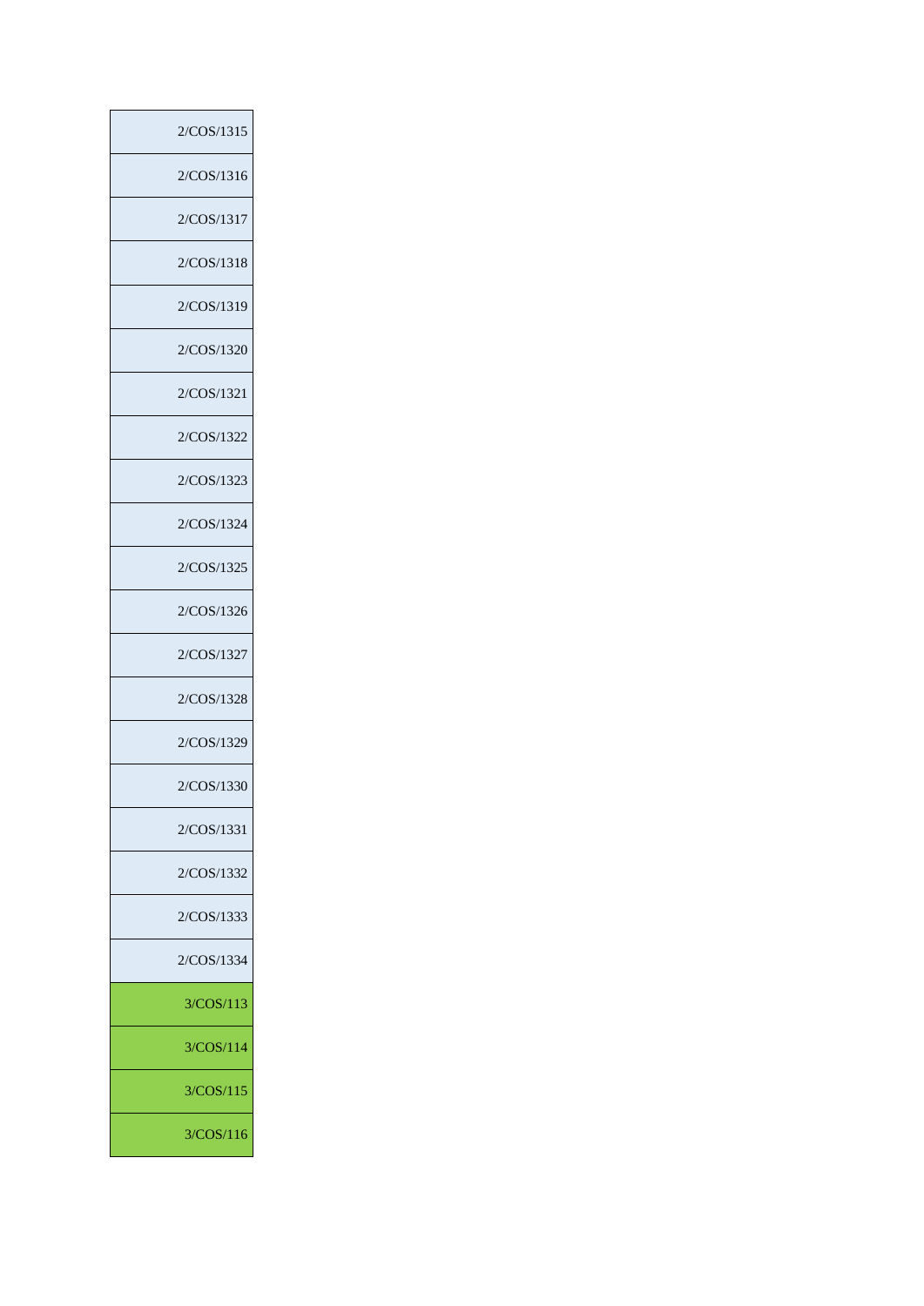| |
|---|
| 2/COS/1315 |
| 2/COS/1316 |
| 2/COS/1317 |
| 2/COS/1318 |
| 2/COS/1319 |
| 2/COS/1320 |
| 2/COS/1321 |
| 2/COS/1322 |
| 2/COS/1323 |
| 2/COS/1324 |
| 2/COS/1325 |
| 2/COS/1326 |
| 2/COS/1327 |
| 2/COS/1328 |
| 2/COS/1329 |
| 2/COS/1330 |
| 2/COS/1331 |
| 2/COS/1332 |
| 2/COS/1333 |
| 2/COS/1334 |
| 3/COS/113 |
| 3/COS/114 |
| 3/COS/115 |
| 3/COS/116 |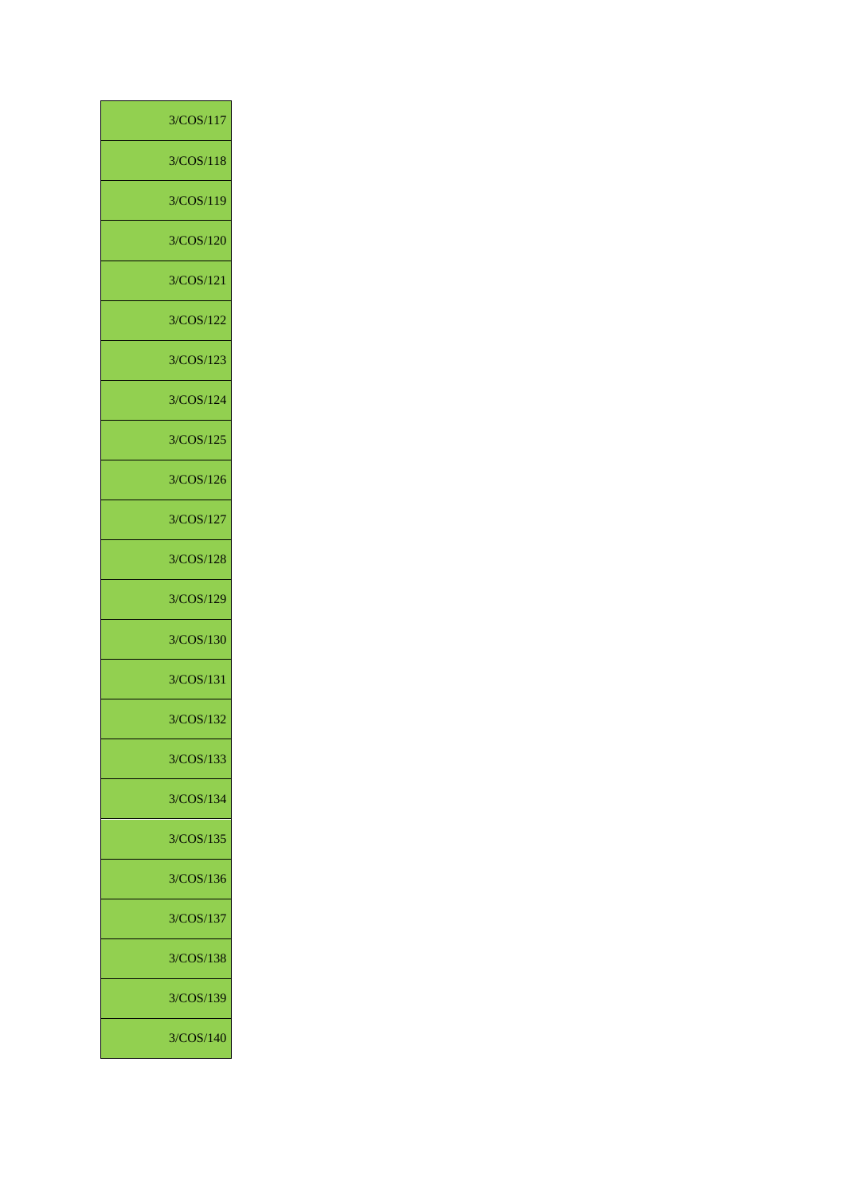| 3/COS/117 |
|---|
| 3/COS/118 |
| 3/COS/119 |
| 3/COS/120 |
| 3/COS/121 |
| 3/COS/122 |
| 3/COS/123 |
| 3/COS/124 |
| 3/COS/125 |
| 3/COS/126 |
| 3/COS/127 |
| 3/COS/128 |
| 3/COS/129 |
| 3/COS/130 |
| 3/COS/131 |
| 3/COS/132 |
| 3/COS/133 |
| 3/COS/134 |
| 3/COS/135 |
| 3/COS/136 |
| 3/COS/137 |
| 3/COS/138 |
| 3/COS/139 |
| 3/COS/140 |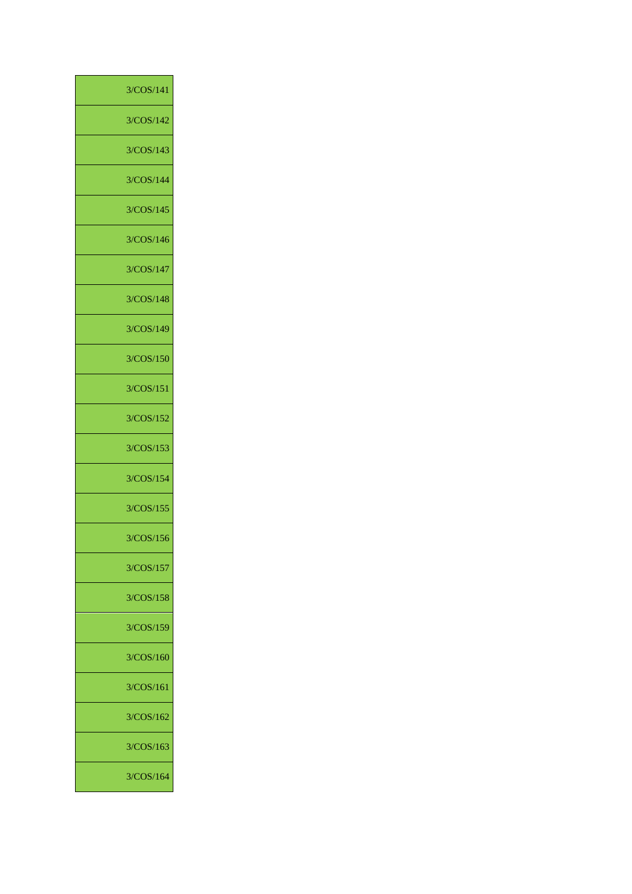| 3/COS/141 |
|---|
| 3/COS/142 |
| 3/COS/143 |
| 3/COS/144 |
| 3/COS/145 |
| 3/COS/146 |
| 3/COS/147 |
| 3/COS/148 |
| 3/COS/149 |
| 3/COS/150 |
| 3/COS/151 |
| 3/COS/152 |
| 3/COS/153 |
| 3/COS/154 |
| 3/COS/155 |
| 3/COS/156 |
| 3/COS/157 |
| 3/COS/158 |
| 3/COS/159 |
| 3/COS/160 |
| 3/COS/161 |
| 3/COS/162 |
| 3/COS/163 |
| 3/COS/164 |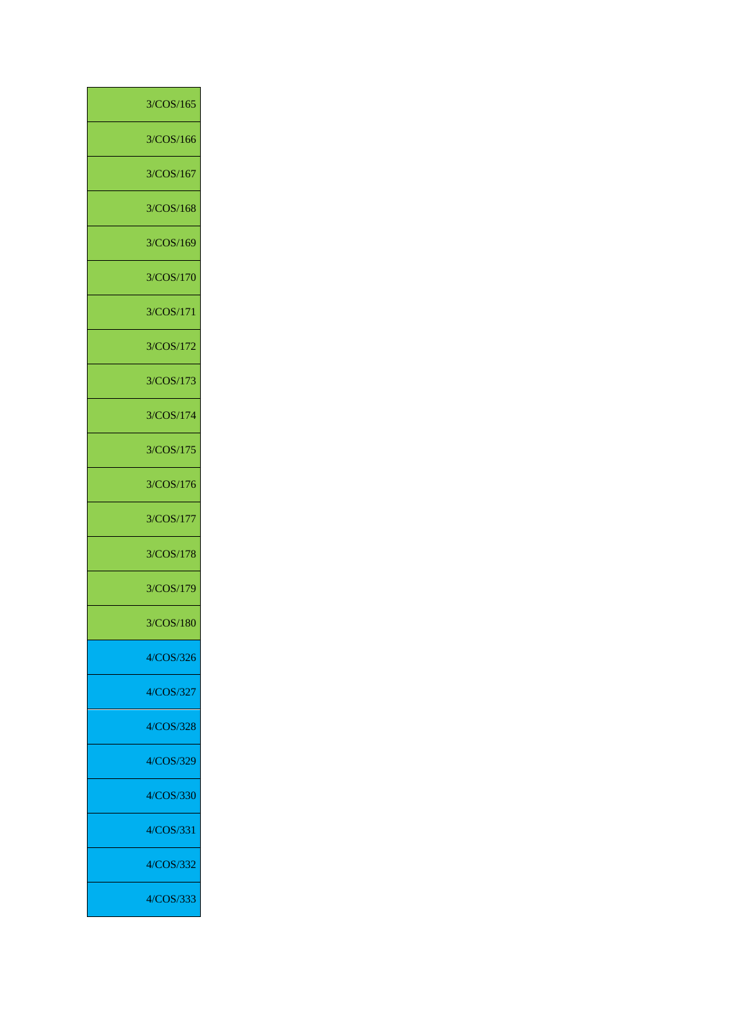| |
|---|
| 3/COS/165 |
| 3/COS/166 |
| 3/COS/167 |
| 3/COS/168 |
| 3/COS/169 |
| 3/COS/170 |
| 3/COS/171 |
| 3/COS/172 |
| 3/COS/173 |
| 3/COS/174 |
| 3/COS/175 |
| 3/COS/176 |
| 3/COS/177 |
| 3/COS/178 |
| 3/COS/179 |
| 3/COS/180 |
| 4/COS/326 |
| 4/COS/327 |
| 4/COS/328 |
| 4/COS/329 |
| 4/COS/330 |
| 4/COS/331 |
| 4/COS/332 |
| 4/COS/333 |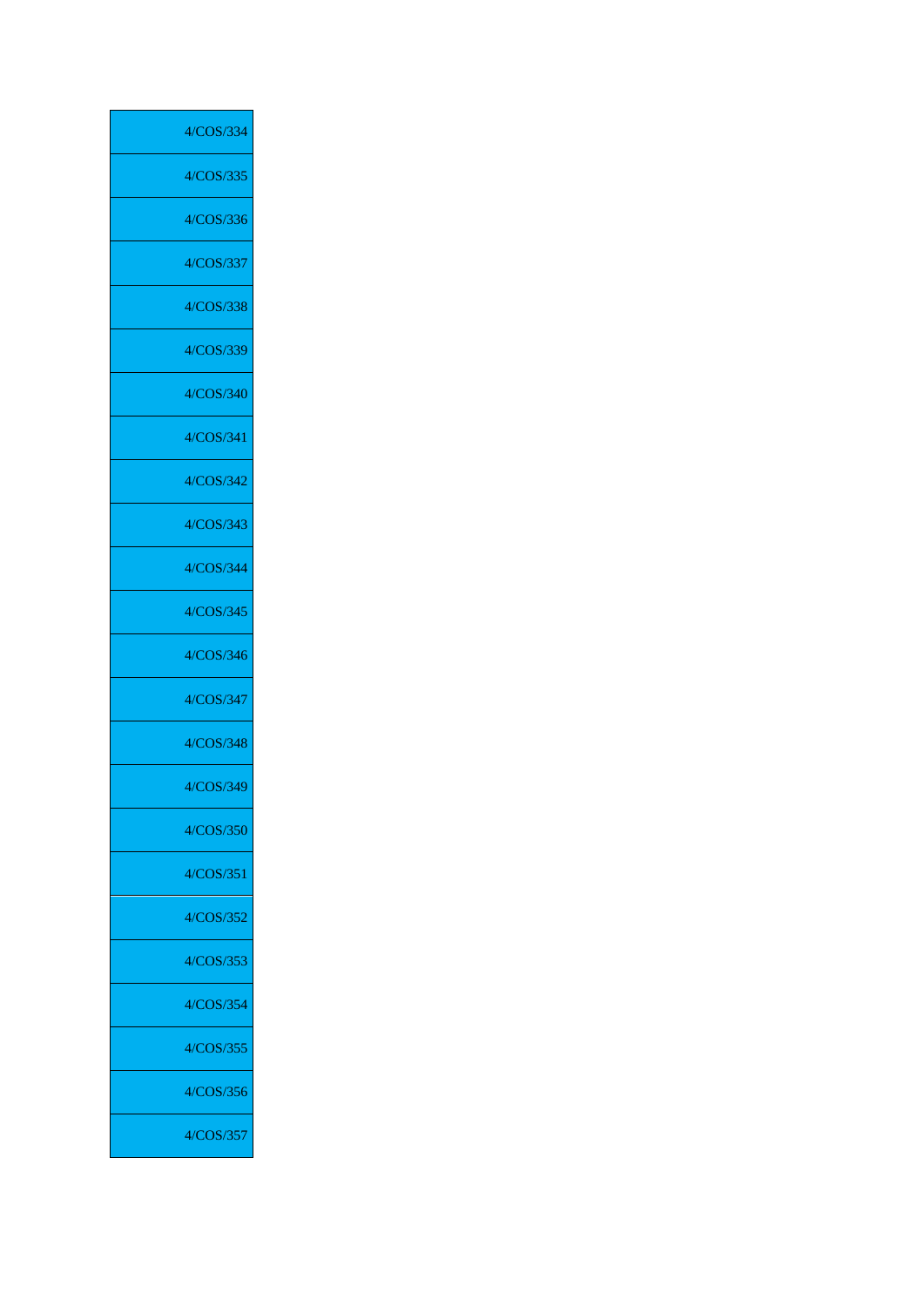| |
|---|
| 4/COS/334 |
| 4/COS/335 |
| 4/COS/336 |
| 4/COS/337 |
| 4/COS/338 |
| 4/COS/339 |
| 4/COS/340 |
| 4/COS/341 |
| 4/COS/342 |
| 4/COS/343 |
| 4/COS/344 |
| 4/COS/345 |
| 4/COS/346 |
| 4/COS/347 |
| 4/COS/348 |
| 4/COS/349 |
| 4/COS/350 |
| 4/COS/351 |
| 4/COS/352 |
| 4/COS/353 |
| 4/COS/354 |
| 4/COS/355 |
| 4/COS/356 |
| 4/COS/357 |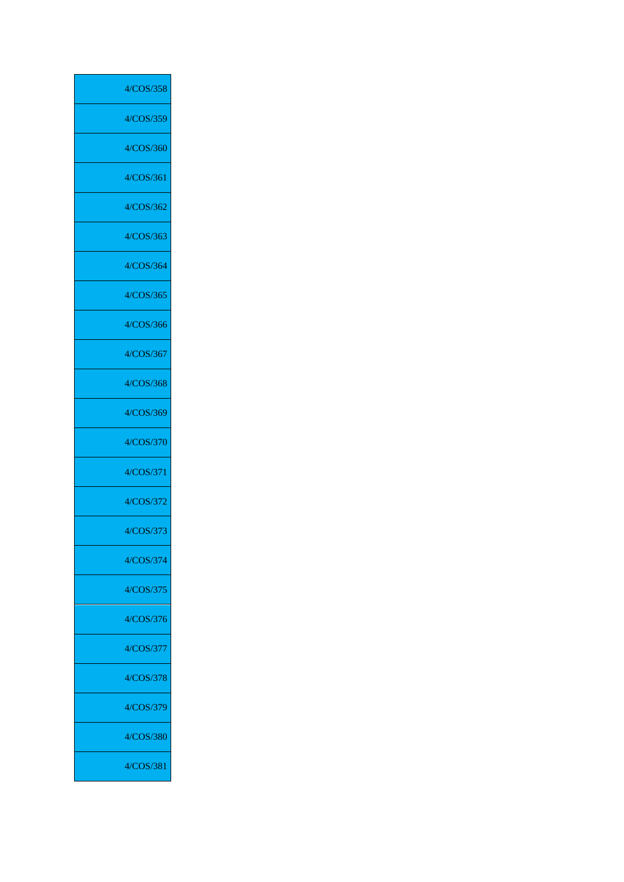| |
|---|
| 4/COS/358 |
| 4/COS/359 |
| 4/COS/360 |
| 4/COS/361 |
| 4/COS/362 |
| 4/COS/363 |
| 4/COS/364 |
| 4/COS/365 |
| 4/COS/366 |
| 4/COS/367 |
| 4/COS/368 |
| 4/COS/369 |
| 4/COS/370 |
| 4/COS/371 |
| 4/COS/372 |
| 4/COS/373 |
| 4/COS/374 |
| 4/COS/375 |
| 4/COS/376 |
| 4/COS/377 |
| 4/COS/378 |
| 4/COS/379 |
| 4/COS/380 |
| 4/COS/381 |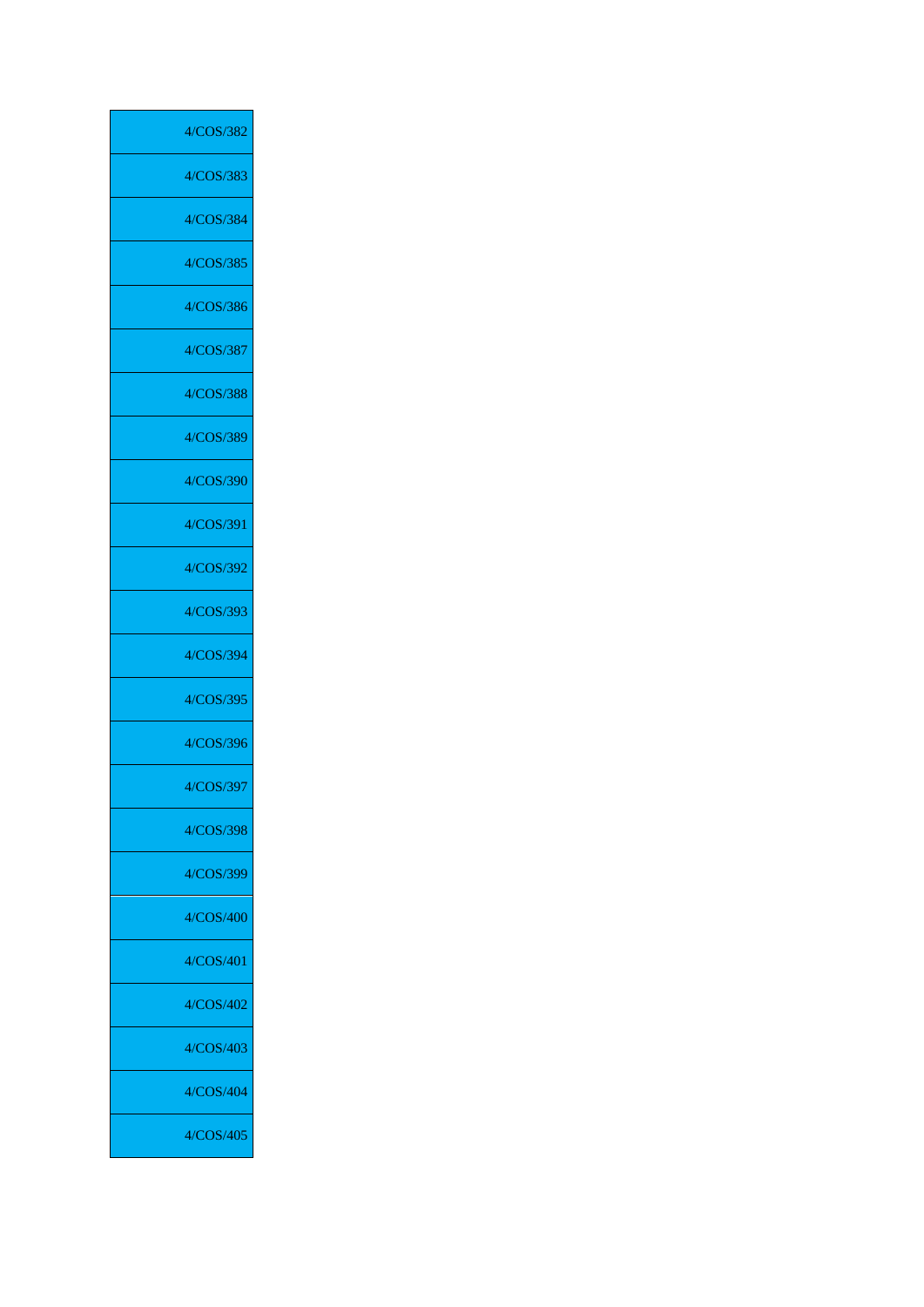| 4/COS/382 |
|---|
| 4/COS/383 |
| 4/COS/384 |
| 4/COS/385 |
| 4/COS/386 |
| 4/COS/387 |
| 4/COS/388 |
| 4/COS/389 |
| 4/COS/390 |
| 4/COS/391 |
| 4/COS/392 |
| 4/COS/393 |
| 4/COS/394 |
| 4/COS/395 |
| 4/COS/396 |
| 4/COS/397 |
| 4/COS/398 |
| 4/COS/399 |
| 4/COS/400 |
| 4/COS/401 |
| 4/COS/402 |
| 4/COS/403 |
| 4/COS/404 |
| 4/COS/405 |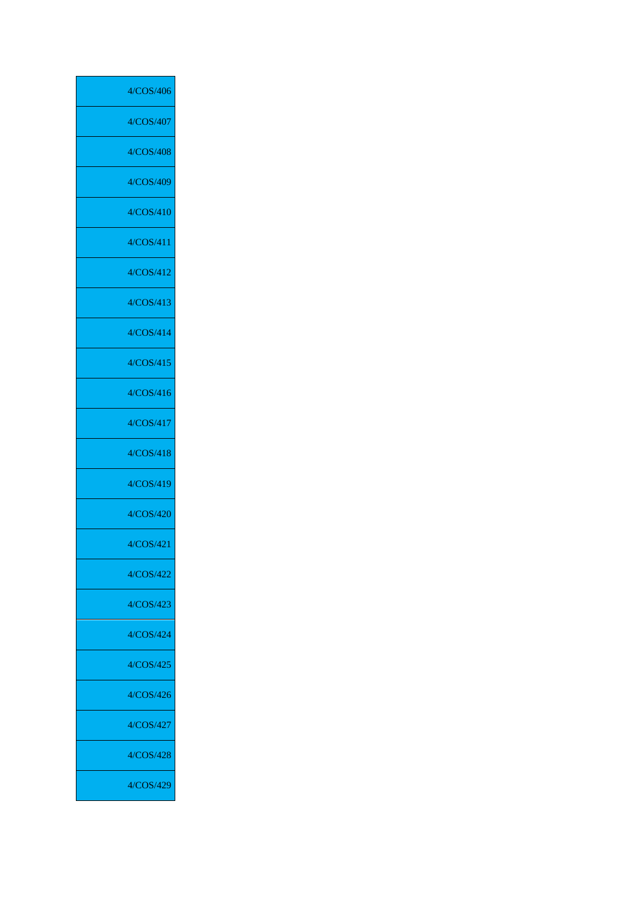| 4/COS/406 |
|---|
| 4/COS/407 |
| 4/COS/408 |
| 4/COS/409 |
| 4/COS/410 |
| 4/COS/411 |
| 4/COS/412 |
| 4/COS/413 |
| 4/COS/414 |
| 4/COS/415 |
| 4/COS/416 |
| 4/COS/417 |
| 4/COS/418 |
| 4/COS/419 |
| 4/COS/420 |
| 4/COS/421 |
| 4/COS/422 |
| 4/COS/423 |
| 4/COS/424 |
| 4/COS/425 |
| 4/COS/426 |
| 4/COS/427 |
| 4/COS/428 |
| 4/COS/429 |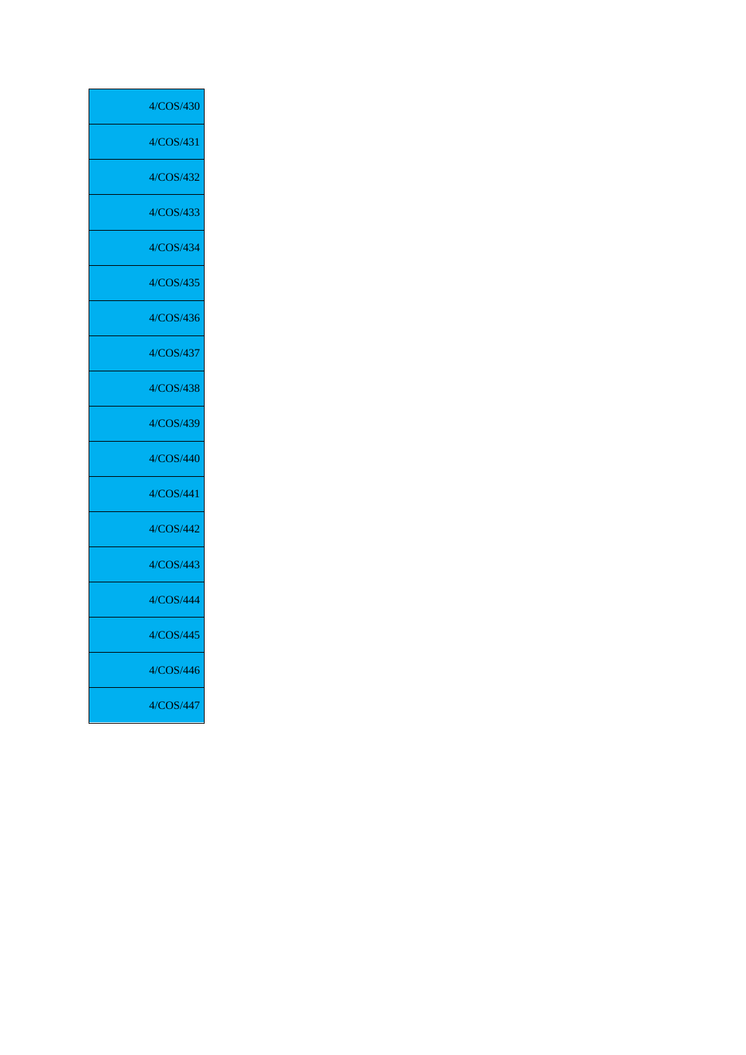| |
|---|
| 4/COS/430 |
| 4/COS/431 |
| 4/COS/432 |
| 4/COS/433 |
| 4/COS/434 |
| 4/COS/435 |
| 4/COS/436 |
| 4/COS/437 |
| 4/COS/438 |
| 4/COS/439 |
| 4/COS/440 |
| 4/COS/441 |
| 4/COS/442 |
| 4/COS/443 |
| 4/COS/444 |
| 4/COS/445 |
| 4/COS/446 |
| 4/COS/447 |